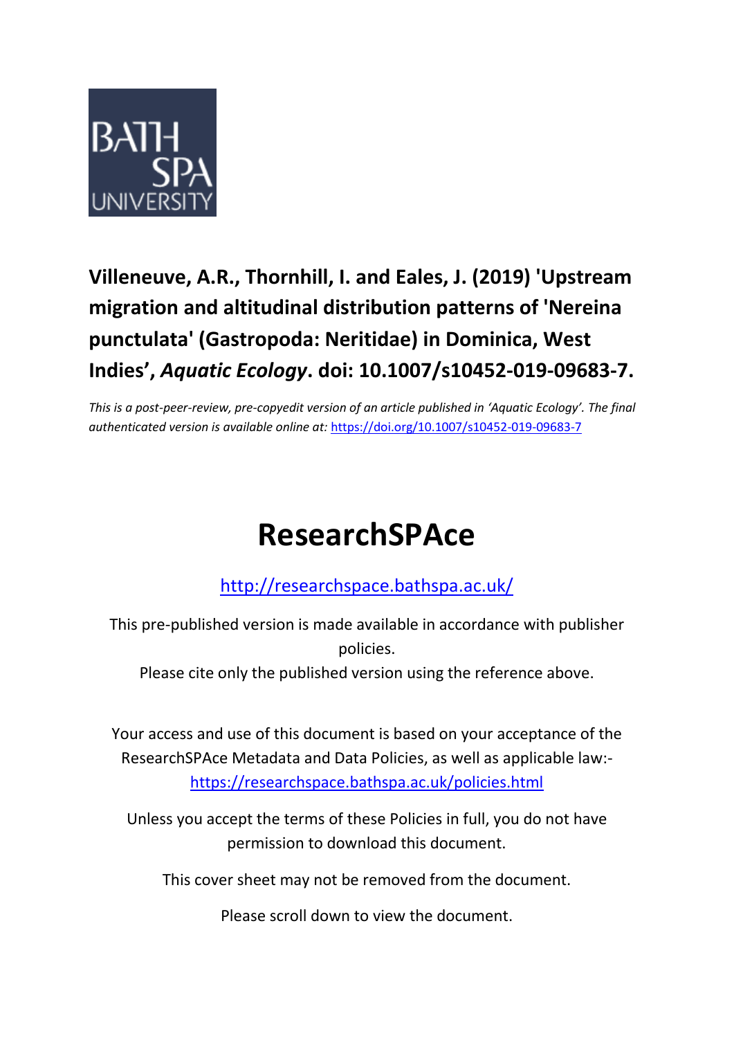BATH SPA UNIVERSITY

**Villeneuve, A.R., Thornhill, I. and Eales, J. (2019) 'Upstream migration and altitudinal distribution patterns of 'Nereina punctulata' (Gastropoda: Neritidae) in Dominica, West Indies', *Aquatic Ecology*. doi: 10.1007/s10452-019-09683-7.**

*This is a post-peer-review, pre-copyedit version of an article published in 'Aquatic Ecology'. The final authenticated version is available online at:* https://doi.org/10.1007/s10452-019-09683-7

# ResearchSPAce

http://researchspace.bathspa.ac.uk/

This pre-published version is made available in accordance with publisher policies.

Please cite only the published version using the reference above.

Your access and use of this document is based on your acceptance of the ResearchSPAce Metadata and Data Policies, as well as applicable law:- https://researchspace.bathspa.ac.uk/policies.html

Unless you accept the terms of these Policies in full, you do not have permission to download this document.

This cover sheet may not be removed from the document.

Please scroll down to view the document.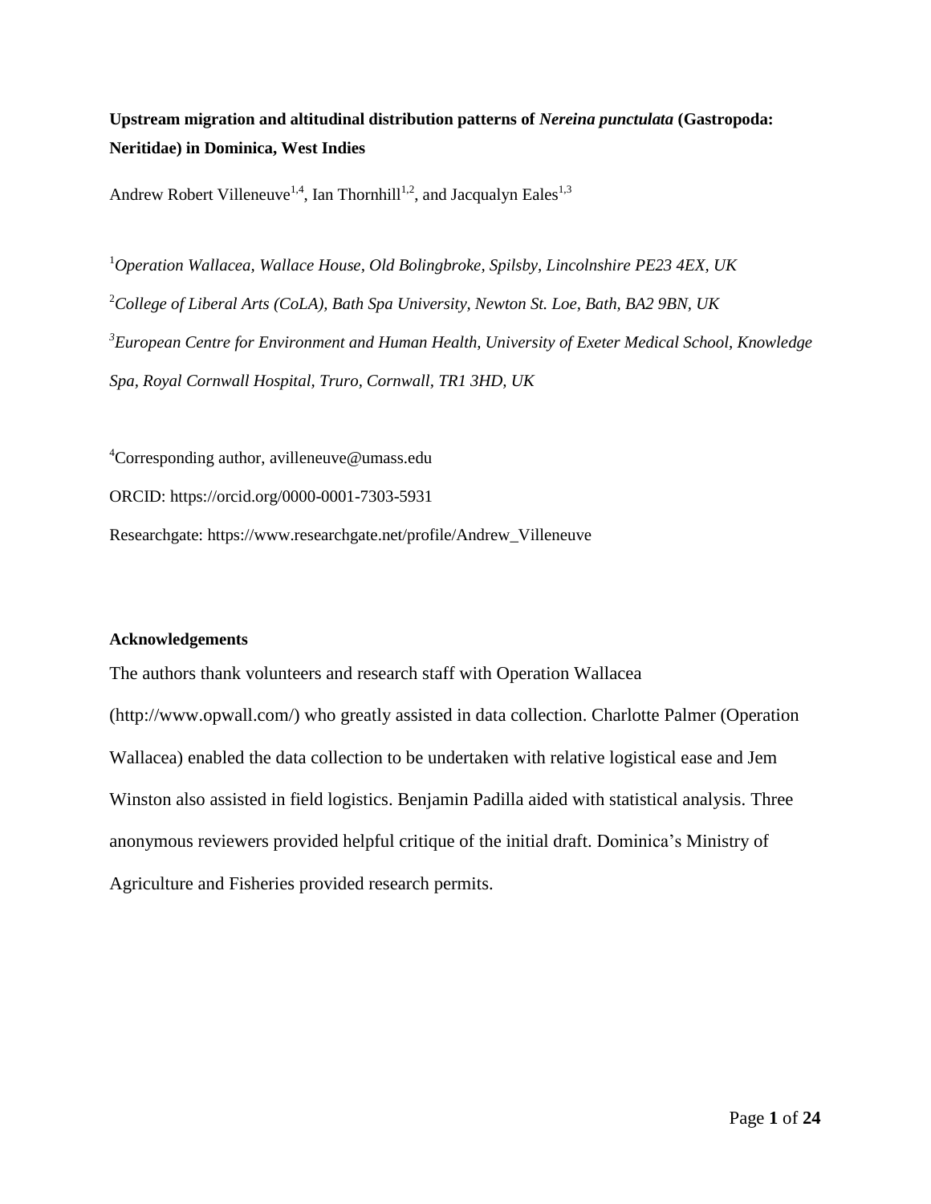**Upstream migration and altitudinal distribution patterns of *Nereina punctulata* (Gastropoda: Neritidae) in Dominica, West Indies**

Andrew Robert Villeneuve[1,4], Ian Thornhill[1,2], and Jacqualyn Eales[1,3]

[1]*Operation Wallacea, Wallace House, Old Bolingbroke, Spilsby, Lincolnshire PE23 4EX, UK*

[2]*College of Liberal Arts (CoLA), Bath Spa University, Newton St. Loe, Bath, BA2 9BN, UK*

[3]*European Centre for Environment and Human Health, University of Exeter Medical School, Knowledge Spa, Royal Cornwall Hospital, Truro, Cornwall, TR1 3HD, UK*

[4]Corresponding author, avilleneuve@umass.edu

ORCID: https://orcid.org/0000-0001-7303-5931

Researchgate: https://www.researchgate.net/profile/Andrew_Villeneuve

**Acknowledgements**

The authors thank volunteers and research staff with Operation Wallacea (http://www.opwall.com/) who greatly assisted in data collection. Charlotte Palmer (Operation Wallacea) enabled the data collection to be undertaken with relative logistical ease and Jem Winston also assisted in field logistics. Benjamin Padilla aided with statistical analysis. Three anonymous reviewers provided helpful critique of the initial draft. Dominica's Ministry of Agriculture and Fisheries provided research permits.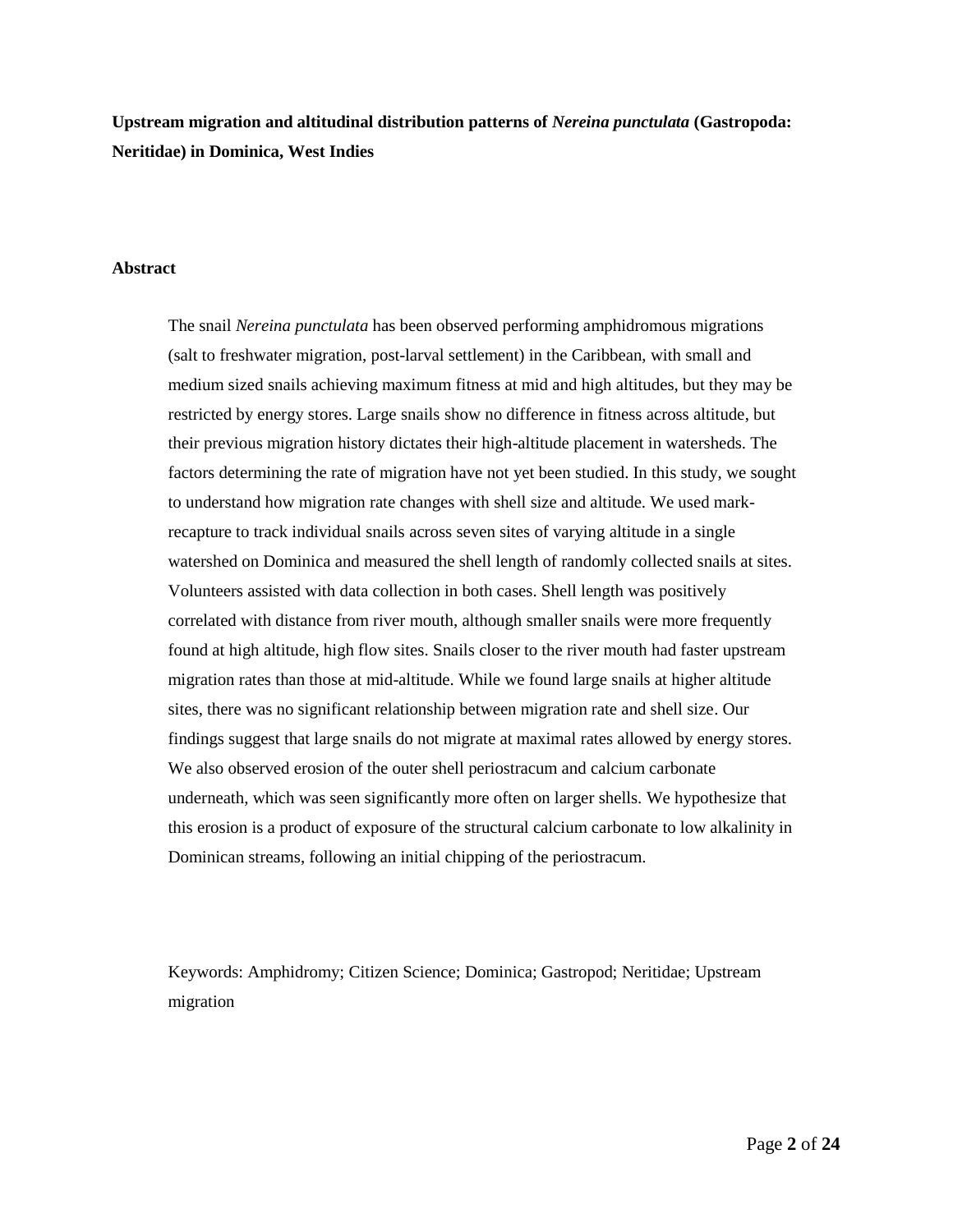**Upstream migration and altitudinal distribution patterns of *Nereina punctulata* (Gastropoda: Neritidae) in Dominica, West Indies**

## Abstract

The snail *Nereina punctulata* has been observed performing amphidromous migrations (salt to freshwater migration, post-larval settlement) in the Caribbean, with small and medium sized snails achieving maximum fitness at mid and high altitudes, but they may be restricted by energy stores. Large snails show no difference in fitness across altitude, but their previous migration history dictates their high-altitude placement in watersheds. The factors determining the rate of migration have not yet been studied. In this study, we sought to understand how migration rate changes with shell size and altitude. We used mark-recapture to track individual snails across seven sites of varying altitude in a single watershed on Dominica and measured the shell length of randomly collected snails at sites. Volunteers assisted with data collection in both cases. Shell length was positively correlated with distance from river mouth, although smaller snails were more frequently found at high altitude, high flow sites. Snails closer to the river mouth had faster upstream migration rates than those at mid-altitude. While we found large snails at higher altitude sites, there was no significant relationship between migration rate and shell size. Our findings suggest that large snails do not migrate at maximal rates allowed by energy stores. We also observed erosion of the outer shell periostracum and calcium carbonate underneath, which was seen significantly more often on larger shells. We hypothesize that this erosion is a product of exposure of the structural calcium carbonate to low alkalinity in Dominican streams, following an initial chipping of the periostracum.

Keywords: Amphidromy; Citizen Science; Dominica; Gastropod; Neritidae; Upstream migration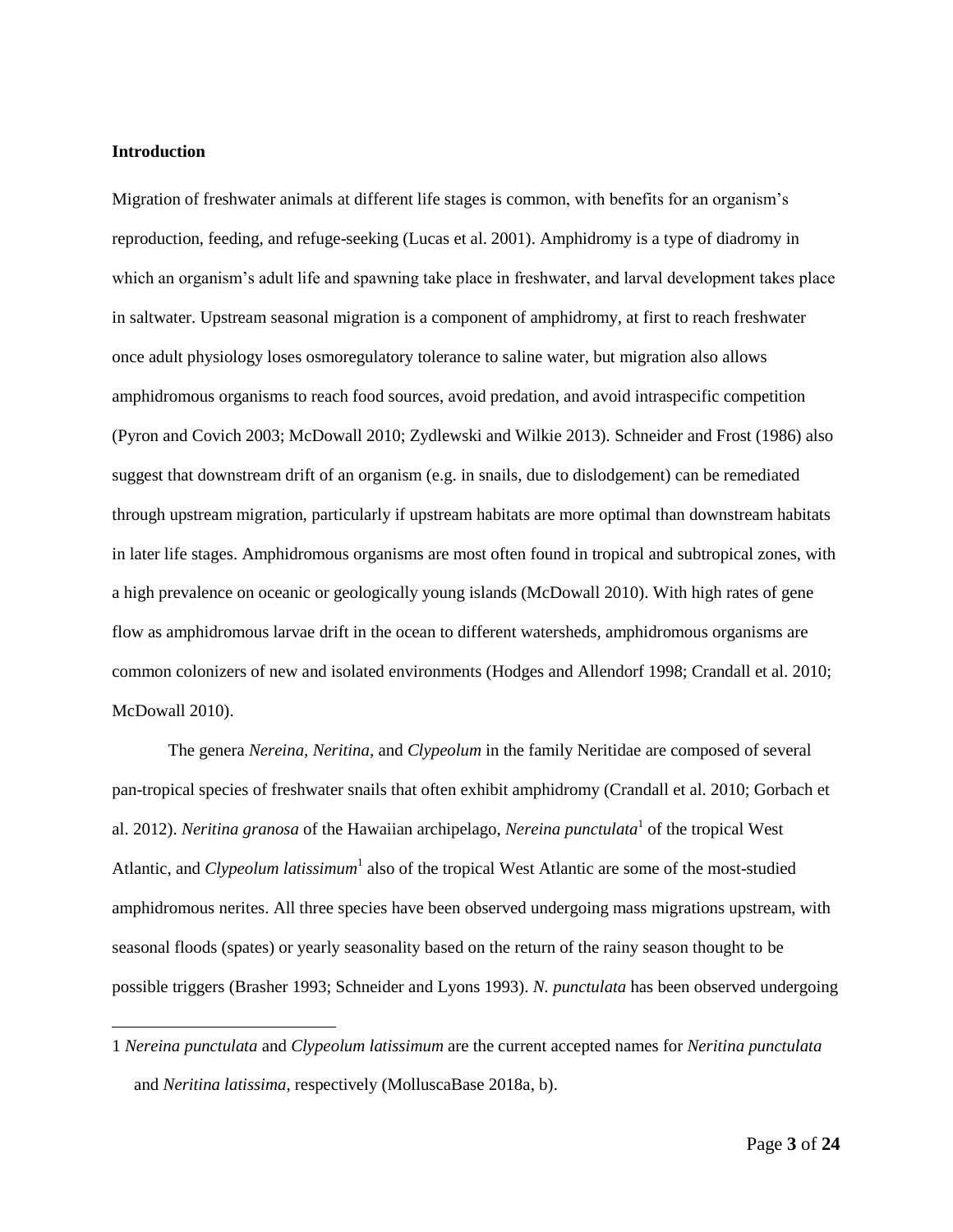**Introduction**

Migration of freshwater animals at different life stages is common, with benefits for an organism's reproduction, feeding, and refuge-seeking (Lucas et al. 2001). Amphidromy is a type of diadromy in which an organism's adult life and spawning take place in freshwater, and larval development takes place in saltwater. Upstream seasonal migration is a component of amphidromy, at first to reach freshwater once adult physiology loses osmoregulatory tolerance to saline water, but migration also allows amphidromous organisms to reach food sources, avoid predation, and avoid intraspecific competition (Pyron and Covich 2003; McDowall 2010; Zydlewski and Wilkie 2013). Schneider and Frost (1986) also suggest that downstream drift of an organism (e.g. in snails, due to dislodgement) can be remediated through upstream migration, particularly if upstream habitats are more optimal than downstream habitats in later life stages. Amphidromous organisms are most often found in tropical and subtropical zones, with a high prevalence on oceanic or geologically young islands (McDowall 2010). With high rates of gene flow as amphidromous larvae drift in the ocean to different watersheds, amphidromous organisms are common colonizers of new and isolated environments (Hodges and Allendorf 1998; Crandall et al. 2010; McDowall 2010).

The genera *Nereina*, *Neritina*, and *Clypeolum* in the family Neritidae are composed of several pan-tropical species of freshwater snails that often exhibit amphidromy (Crandall et al. 2010; Gorbach et al. 2012). *Neritina granosa* of the Hawaiian archipelago, *Nereina punctulata*[1] of the tropical West Atlantic, and *Clypeolum latissimum*[1] also of the tropical West Atlantic are some of the most-studied amphidromous nerites. All three species have been observed undergoing mass migrations upstream, with seasonal floods (spates) or yearly seasonality based on the return of the rainy season thought to be possible triggers (Brasher 1993; Schneider and Lyons 1993). *N. punctulata* has been observed undergoing

1 *Nereina punctulata* and *Clypeolum latissimum* are the current accepted names for *Neritina punctulata* and *Neritina latissima*, respectively (MolluscaBase 2018a, b).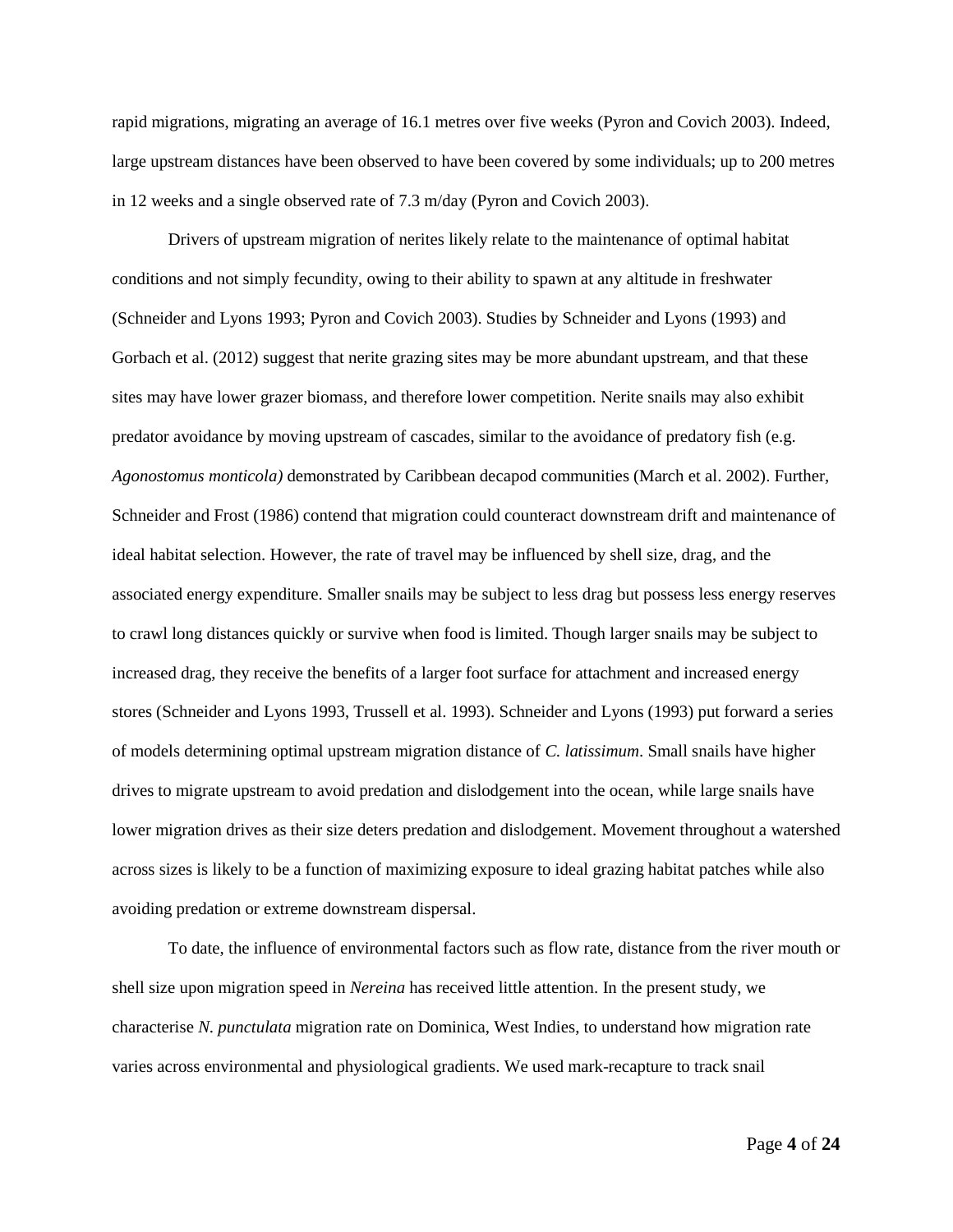rapid migrations, migrating an average of 16.1 metres over five weeks (Pyron and Covich 2003). Indeed, large upstream distances have been observed to have been covered by some individuals; up to 200 metres in 12 weeks and a single observed rate of 7.3 m/day (Pyron and Covich 2003).

Drivers of upstream migration of nerites likely relate to the maintenance of optimal habitat conditions and not simply fecundity, owing to their ability to spawn at any altitude in freshwater (Schneider and Lyons 1993; Pyron and Covich 2003). Studies by Schneider and Lyons (1993) and Gorbach et al. (2012) suggest that nerite grazing sites may be more abundant upstream, and that these sites may have lower grazer biomass, and therefore lower competition. Nerite snails may also exhibit predator avoidance by moving upstream of cascades, similar to the avoidance of predatory fish (e.g. *Agonostomus monticola)* demonstrated by Caribbean decapod communities (March et al. 2002). Further, Schneider and Frost (1986) contend that migration could counteract downstream drift and maintenance of ideal habitat selection. However, the rate of travel may be influenced by shell size, drag, and the associated energy expenditure. Smaller snails may be subject to less drag but possess less energy reserves to crawl long distances quickly or survive when food is limited. Though larger snails may be subject to increased drag, they receive the benefits of a larger foot surface for attachment and increased energy stores (Schneider and Lyons 1993, Trussell et al. 1993). Schneider and Lyons (1993) put forward a series of models determining optimal upstream migration distance of *C. latissimum*. Small snails have higher drives to migrate upstream to avoid predation and dislodgement into the ocean, while large snails have lower migration drives as their size deters predation and dislodgement. Movement throughout a watershed across sizes is likely to be a function of maximizing exposure to ideal grazing habitat patches while also avoiding predation or extreme downstream dispersal.

To date, the influence of environmental factors such as flow rate, distance from the river mouth or shell size upon migration speed in *Nereina* has received little attention. In the present study, we characterise *N. punctulata* migration rate on Dominica, West Indies, to understand how migration rate varies across environmental and physiological gradients. We used mark-recapture to track snail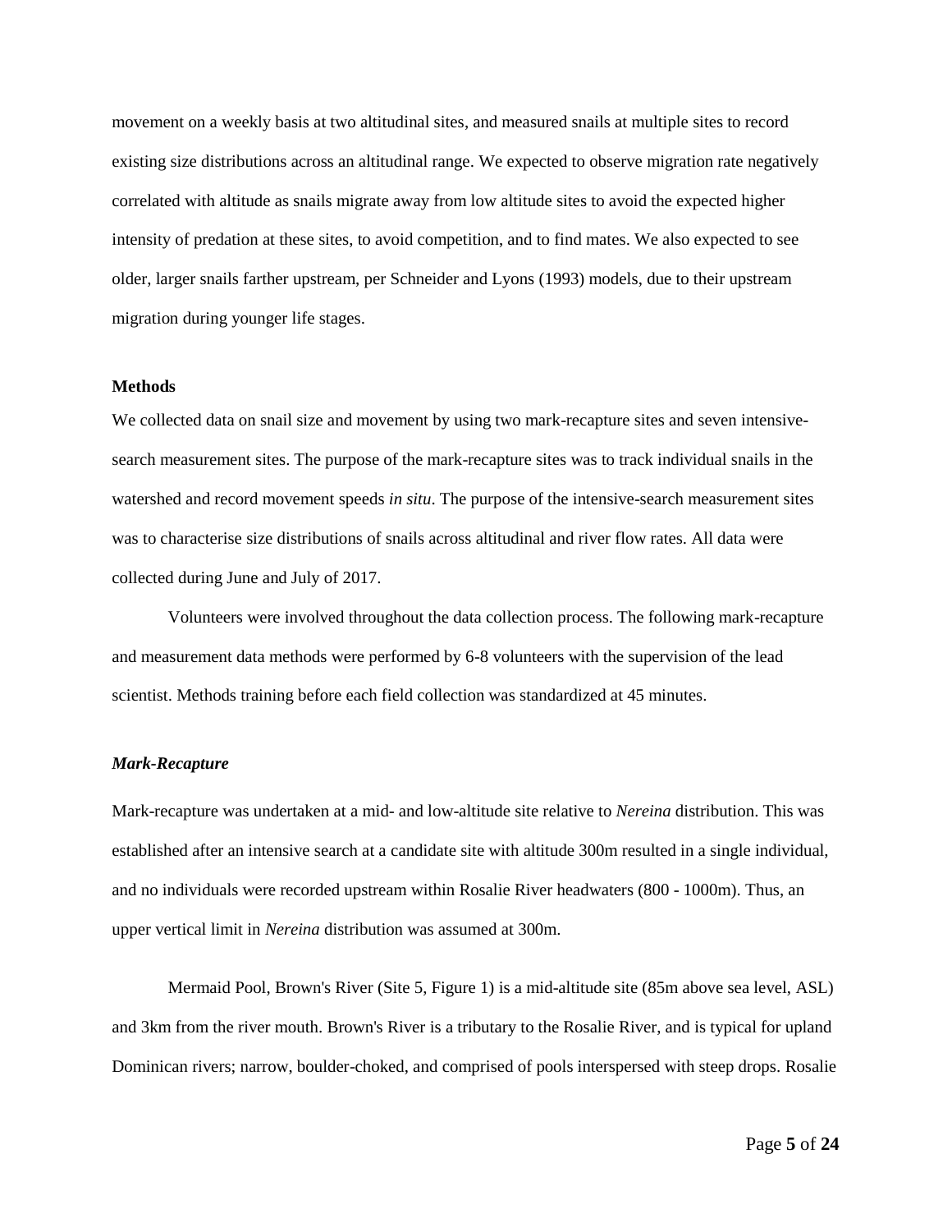movement on a weekly basis at two altitudinal sites, and measured snails at multiple sites to record existing size distributions across an altitudinal range. We expected to observe migration rate negatively correlated with altitude as snails migrate away from low altitude sites to avoid the expected higher intensity of predation at these sites, to avoid competition, and to find mates. We also expected to see older, larger snails farther upstream, per Schneider and Lyons (1993) models, due to their upstream migration during younger life stages.

## Methods

We collected data on snail size and movement by using two mark-recapture sites and seven intensive-search measurement sites. The purpose of the mark-recapture sites was to track individual snails in the watershed and record movement speeds *in situ*. The purpose of the intensive-search measurement sites was to characterise size distributions of snails across altitudinal and river flow rates. All data were collected during June and July of 2017.

Volunteers were involved throughout the data collection process. The following mark-recapture and measurement data methods were performed by 6-8 volunteers with the supervision of the lead scientist. Methods training before each field collection was standardized at 45 minutes.

### *Mark-Recapture*

Mark-recapture was undertaken at a mid- and low-altitude site relative to *Nereina* distribution. This was established after an intensive search at a candidate site with altitude 300m resulted in a single individual, and no individuals were recorded upstream within Rosalie River headwaters (800 - 1000m). Thus, an upper vertical limit in *Nereina* distribution was assumed at 300m.

Mermaid Pool, Brown's River (Site 5, Figure 1) is a mid-altitude site (85m above sea level, ASL) and 3km from the river mouth. Brown's River is a tributary to the Rosalie River, and is typical for upland Dominican rivers; narrow, boulder-choked, and comprised of pools interspersed with steep drops. Rosalie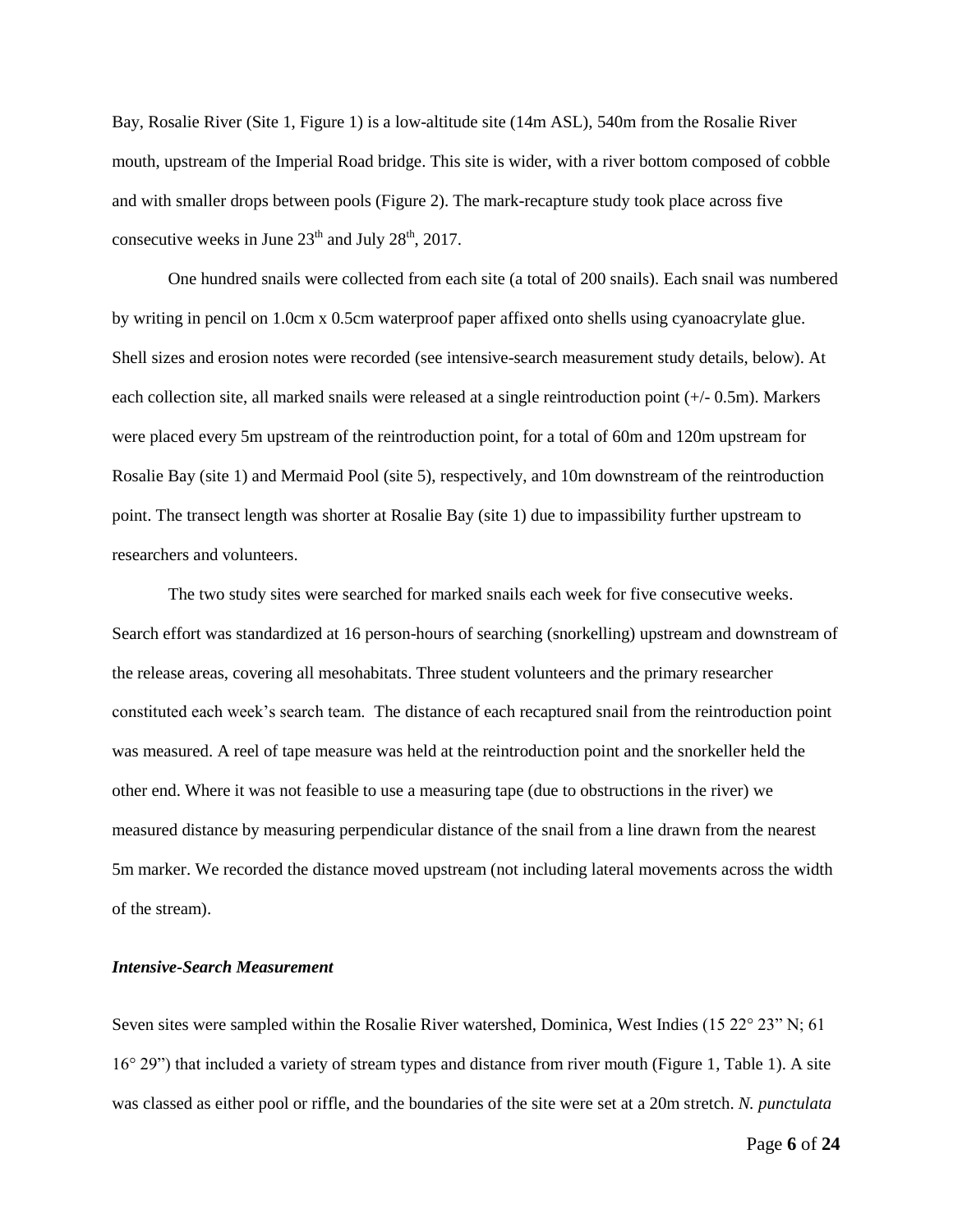Bay, Rosalie River (Site 1, Figure 1) is a low-altitude site (14m ASL), 540m from the Rosalie River mouth, upstream of the Imperial Road bridge. This site is wider, with a river bottom composed of cobble and with smaller drops between pools (Figure 2). The mark-recapture study took place across five consecutive weeks in June 23$^{th}$ and July 28$^{th}$, 2017.

One hundred snails were collected from each site (a total of 200 snails). Each snail was numbered by writing in pencil on 1.0cm x 0.5cm waterproof paper affixed onto shells using cyanoacrylate glue. Shell sizes and erosion notes were recorded (see intensive-search measurement study details, below). At each collection site, all marked snails were released at a single reintroduction point (+/- 0.5m). Markers were placed every 5m upstream of the reintroduction point, for a total of 60m and 120m upstream for Rosalie Bay (site 1) and Mermaid Pool (site 5), respectively, and 10m downstream of the reintroduction point. The transect length was shorter at Rosalie Bay (site 1) due to impassibility further upstream to researchers and volunteers.

The two study sites were searched for marked snails each week for five consecutive weeks. Search effort was standardized at 16 person-hours of searching (snorkelling) upstream and downstream of the release areas, covering all mesohabitats. Three student volunteers and the primary researcher constituted each week's search team. The distance of each recaptured snail from the reintroduction point was measured. A reel of tape measure was held at the reintroduction point and the snorkeller held the other end. Where it was not feasible to use a measuring tape (due to obstructions in the river) we measured distance by measuring perpendicular distance of the snail from a line drawn from the nearest 5m marker. We recorded the distance moved upstream (not including lateral movements across the width of the stream).

### *Intensive-Search Measurement*

Seven sites were sampled within the Rosalie River watershed, Dominica, West Indies (15 22° 23" N; 61 16° 29") that included a variety of stream types and distance from river mouth (Figure 1, Table 1). A site was classed as either pool or riffle, and the boundaries of the site were set at a 20m stretch. *N. punctulata*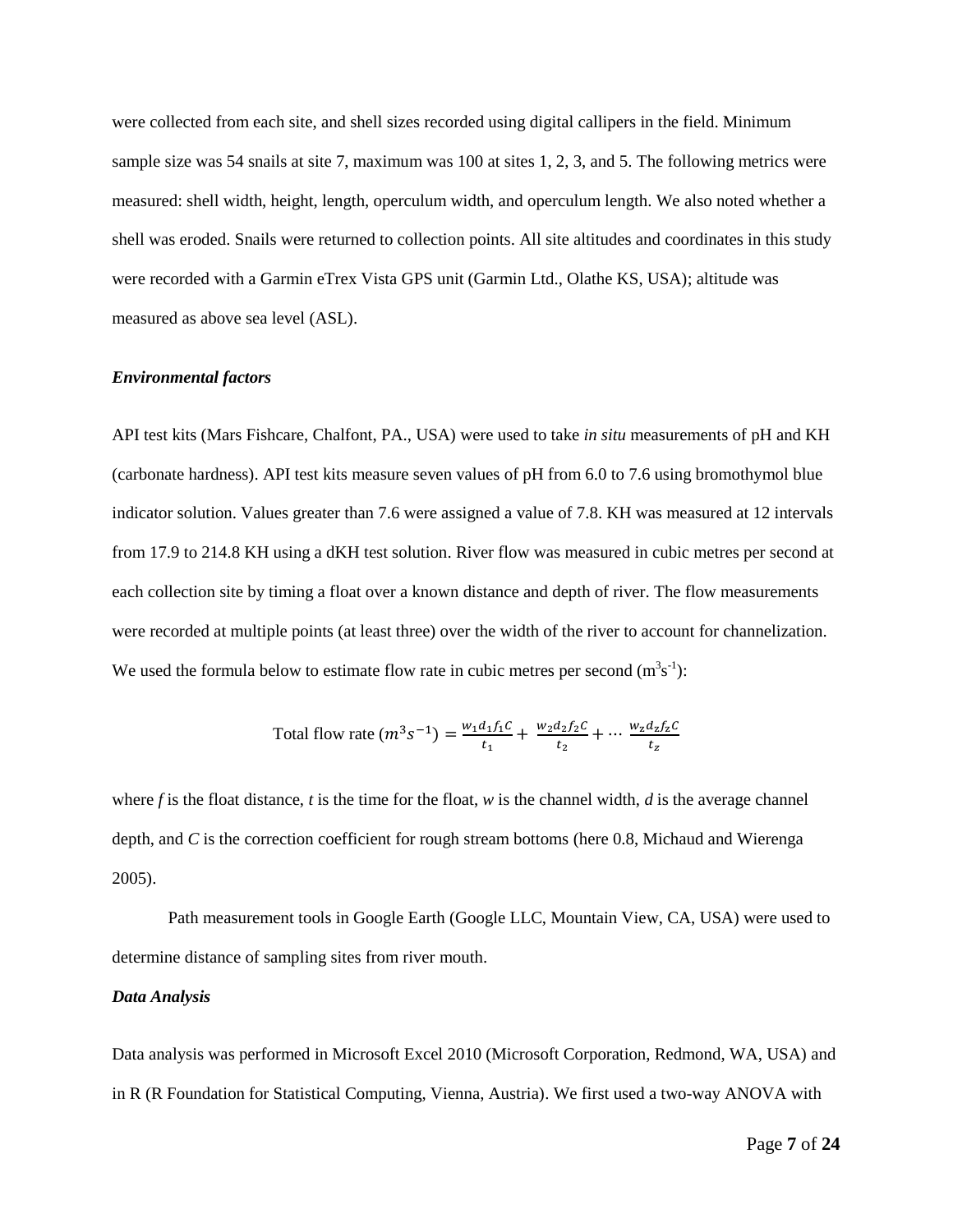were collected from each site, and shell sizes recorded using digital callipers in the field. Minimum sample size was 54 snails at site 7, maximum was 100 at sites 1, 2, 3, and 5. The following metrics were measured: shell width, height, length, operculum width, and operculum length. We also noted whether a shell was eroded. Snails were returned to collection points. All site altitudes and coordinates in this study were recorded with a Garmin eTrex Vista GPS unit (Garmin Ltd., Olathe KS, USA); altitude was measured as above sea level (ASL).

### *Environmental factors*

API test kits (Mars Fishcare, Chalfont, PA., USA) were used to take *in situ* measurements of pH and KH (carbonate hardness). API test kits measure seven values of pH from 6.0 to 7.6 using bromothymol blue indicator solution. Values greater than 7.6 were assigned a value of 7.8. KH was measured at 12 intervals from 17.9 to 214.8 KH using a dKH test solution. River flow was measured in cubic metres per second at each collection site by timing a float over a known distance and depth of river. The flow measurements were recorded at multiple points (at least three) over the width of the river to account for channelization. We used the formula below to estimate flow rate in cubic metres per second ($m^3s^{-1}$):

$$\text{Total flow rate } (m^3s^{-1}) = \frac{w_1 d_1 f_1 C}{t_1} + \frac{w_2 d_2 f_2 C}{t_2} + \cdots \frac{w_z d_z f_z C}{t_z}$$

where *f* is the float distance, *t* is the time for the float, *w* is the channel width, *d* is the average channel depth, and *C* is the correction coefficient for rough stream bottoms (here 0.8, Michaud and Wierenga 2005).

Path measurement tools in Google Earth (Google LLC, Mountain View, CA, USA) were used to determine distance of sampling sites from river mouth.

### *Data Analysis*

Data analysis was performed in Microsoft Excel 2010 (Microsoft Corporation, Redmond, WA, USA) and in R (R Foundation for Statistical Computing, Vienna, Austria). We first used a two-way ANOVA with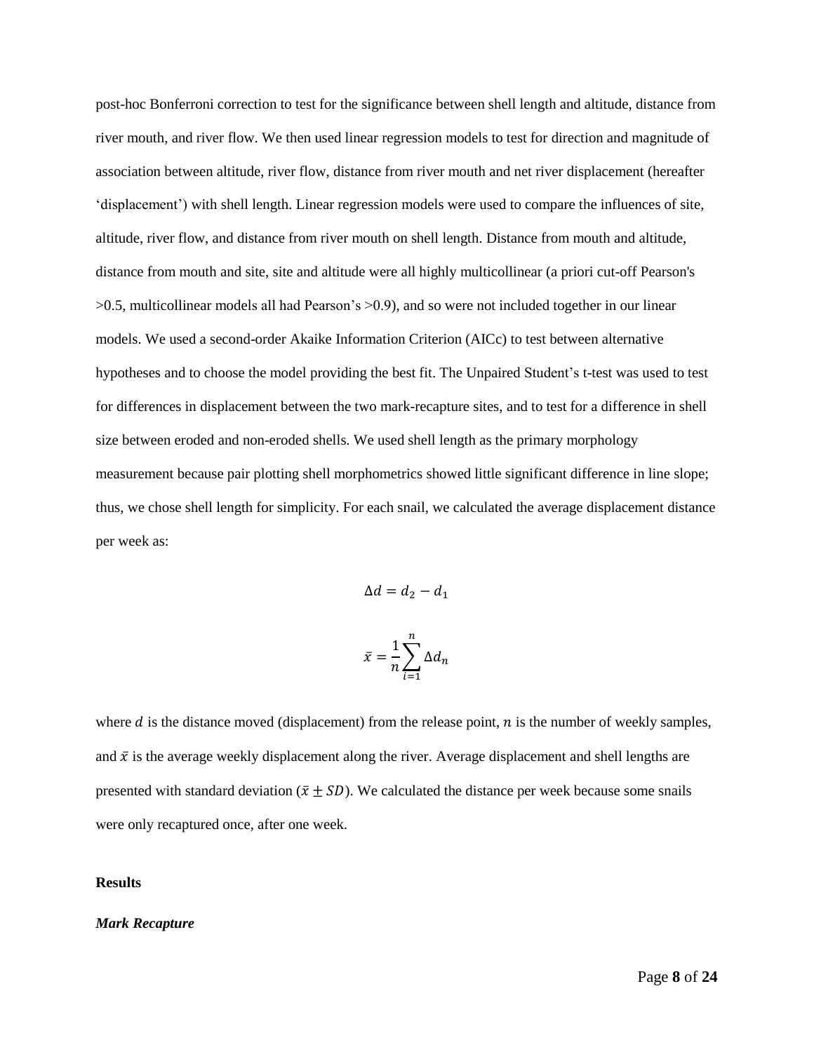post-hoc Bonferroni correction to test for the significance between shell length and altitude, distance from river mouth, and river flow. We then used linear regression models to test for direction and magnitude of association between altitude, river flow, distance from river mouth and net river displacement (hereafter 'displacement') with shell length. Linear regression models were used to compare the influences of site, altitude, river flow, and distance from river mouth on shell length. Distance from mouth and altitude, distance from mouth and site, site and altitude were all highly multicollinear (a priori cut-off Pearson's >0.5, multicollinear models all had Pearson's >0.9), and so were not included together in our linear models. We used a second-order Akaike Information Criterion (AICc) to test between alternative hypotheses and to choose the model providing the best fit. The Unpaired Student's t-test was used to test for differences in displacement between the two mark-recapture sites, and to test for a difference in shell size between eroded and non-eroded shells. We used shell length as the primary morphology measurement because pair plotting shell morphometrics showed little significant difference in line slope; thus, we chose shell length for simplicity. For each snail, we calculated the average displacement distance per week as:

$$\Delta d = d_2 - d_1$$

$$\bar{x} = \frac{1}{n}\sum_{i=1}^{n} \Delta d_n$$

where $d$ is the distance moved (displacement) from the release point, $n$ is the number of weekly samples, and $\bar{x}$ is the average weekly displacement along the river. Average displacement and shell lengths are presented with standard deviation ($\bar{x} \pm SD$). We calculated the distance per week because some snails were only recaptured once, after one week.

## Results

### *Mark Recapture*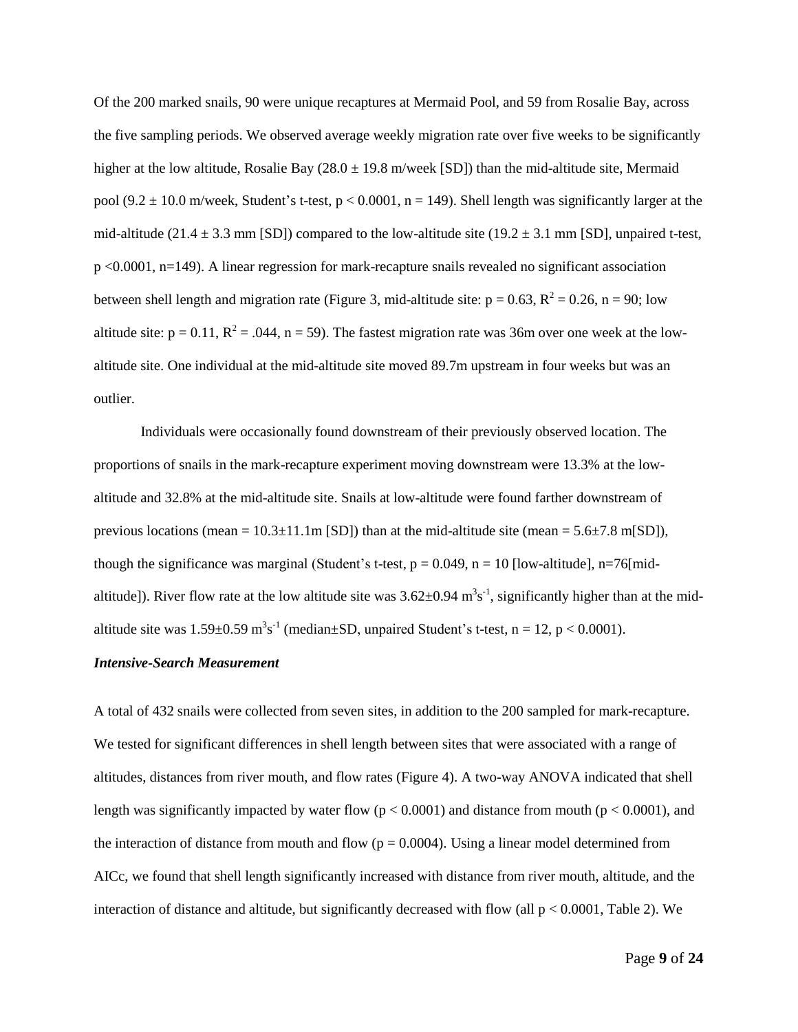Of the 200 marked snails, 90 were unique recaptures at Mermaid Pool, and 59 from Rosalie Bay, across the five sampling periods. We observed average weekly migration rate over five weeks to be significantly higher at the low altitude, Rosalie Bay (28.0 ± 19.8 m/week [SD]) than the mid-altitude site, Mermaid pool (9.2 ± 10.0 m/week, Student's t-test, $p < 0.0001$, n = 149). Shell length was significantly larger at the mid-altitude (21.4 ± 3.3 mm [SD]) compared to the low-altitude site (19.2 ± 3.1 mm [SD], unpaired t-test, $p < 0.0001$, n=149). A linear regression for mark-recapture snails revealed no significant association between shell length and migration rate (Figure 3, mid-altitude site: $p = 0.63$, $R^2 = 0.26$, n = 90; low altitude site: $p = 0.11$, $R^2 = .044$, n = 59). The fastest migration rate was 36m over one week at the low-altitude site. One individual at the mid-altitude site moved 89.7m upstream in four weeks but was an outlier.

Individuals were occasionally found downstream of their previously observed location. The proportions of snails in the mark-recapture experiment moving downstream were 13.3% at the low-altitude and 32.8% at the mid-altitude site. Snails at low-altitude were found farther downstream of previous locations (mean = 10.3±11.1m [SD]) than at the mid-altitude site (mean = 5.6±7.8 m[SD]), though the significance was marginal (Student's t-test, $p = 0.049$, n = 10 [low-altitude], n=76[mid-altitude]). River flow rate at the low altitude site was 3.62±0.94 $m^3s^{-1}$, significantly higher than at the mid-altitude site was 1.59±0.59 $m^3s^{-1}$ (median±SD, unpaired Student's t-test, n = 12, $p < 0.0001$).

***Intensive-Search Measurement***

A total of 432 snails were collected from seven sites, in addition to the 200 sampled for mark-recapture. We tested for significant differences in shell length between sites that were associated with a range of altitudes, distances from river mouth, and flow rates (Figure 4). A two-way ANOVA indicated that shell length was significantly impacted by water flow ($p < 0.0001$) and distance from mouth ($p < 0.0001$), and the interaction of distance from mouth and flow ($p = 0.0004$). Using a linear model determined from AICc, we found that shell length significantly increased with distance from river mouth, altitude, and the interaction of distance and altitude, but significantly decreased with flow (all $p < 0.0001$, Table 2). We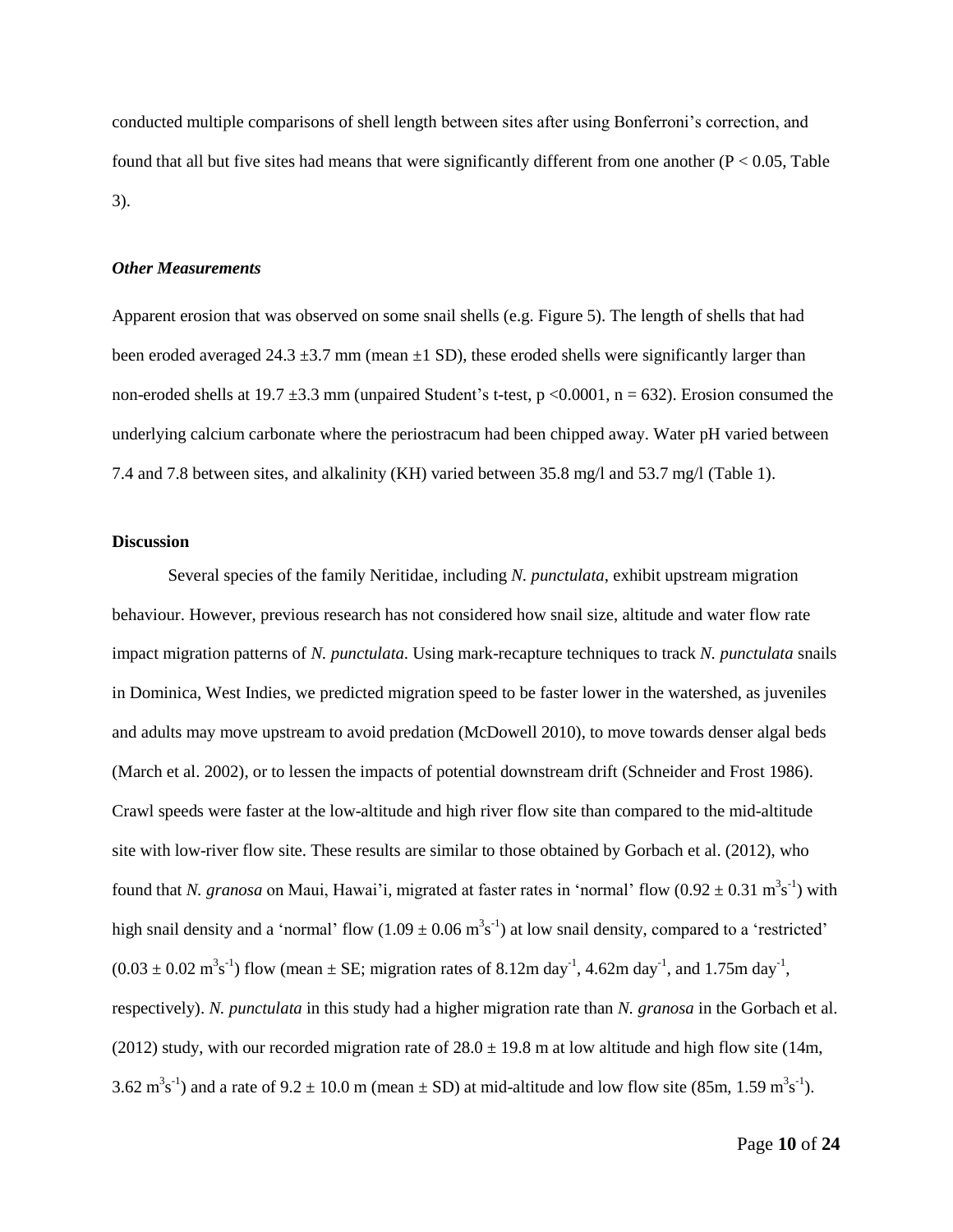conducted multiple comparisons of shell length between sites after using Bonferroni's correction, and found that all but five sites had means that were significantly different from one another ($P < 0.05$, Table 3).

### *Other Measurements*

Apparent erosion that was observed on some snail shells (e.g. Figure 5). The length of shells that had been eroded averaged 24.3 ±3.7 mm (mean ±1 SD), these eroded shells were significantly larger than non-eroded shells at 19.7 ±3.3 mm (unpaired Student's t-test, $p < 0.0001$, $n = 632$). Erosion consumed the underlying calcium carbonate where the periostracum had been chipped away. Water pH varied between 7.4 and 7.8 between sites, and alkalinity (KH) varied between 35.8 mg/l and 53.7 mg/l (Table 1).

## Discussion

Several species of the family Neritidae, including *N. punctulata*, exhibit upstream migration behaviour. However, previous research has not considered how snail size, altitude and water flow rate impact migration patterns of *N. punctulata*. Using mark-recapture techniques to track *N. punctulata* snails in Dominica, West Indies, we predicted migration speed to be faster lower in the watershed, as juveniles and adults may move upstream to avoid predation (McDowell 2010), to move towards denser algal beds (March et al. 2002), or to lessen the impacts of potential downstream drift (Schneider and Frost 1986). Crawl speeds were faster at the low-altitude and high river flow site than compared to the mid-altitude site with low-river flow site. These results are similar to those obtained by Gorbach et al. (2012), who found that *N. granosa* on Maui, Hawai'i, migrated at faster rates in 'normal' flow ($0.92 \pm 0.31$ $m^3s^{-1}$) with high snail density and a 'normal' flow ($1.09 \pm 0.06$ $m^3s^{-1}$) at low snail density, compared to a 'restricted' ($0.03 \pm 0.02$ $m^3s^{-1}$) flow (mean ± SE; migration rates of 8.12m $day^{-1}$, 4.62m $day^{-1}$, and 1.75m $day^{-1}$, respectively). *N. punctulata* in this study had a higher migration rate than *N. granosa* in the Gorbach et al. (2012) study, with our recorded migration rate of $28.0 \pm 19.8$ m at low altitude and high flow site (14m, 3.62 $m^3s^{-1}$) and a rate of $9.2 \pm 10.0$ m (mean ± SD) at mid-altitude and low flow site (85m, 1.59 $m^3s^{-1}$).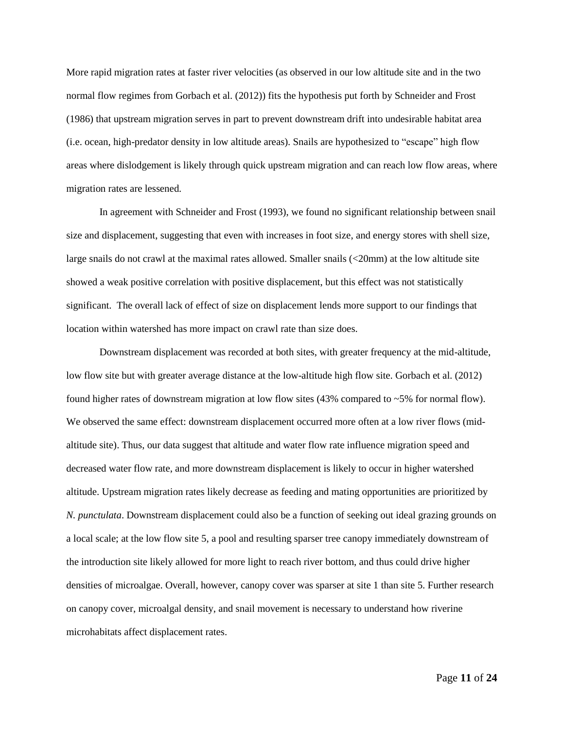More rapid migration rates at faster river velocities (as observed in our low altitude site and in the two normal flow regimes from Gorbach et al. (2012)) fits the hypothesis put forth by Schneider and Frost (1986) that upstream migration serves in part to prevent downstream drift into undesirable habitat area (i.e. ocean, high-predator density in low altitude areas). Snails are hypothesized to "escape" high flow areas where dislodgement is likely through quick upstream migration and can reach low flow areas, where migration rates are lessened.

In agreement with Schneider and Frost (1993), we found no significant relationship between snail size and displacement, suggesting that even with increases in foot size, and energy stores with shell size, large snails do not crawl at the maximal rates allowed. Smaller snails (<20mm) at the low altitude site showed a weak positive correlation with positive displacement, but this effect was not statistically significant. The overall lack of effect of size on displacement lends more support to our findings that location within watershed has more impact on crawl rate than size does.

Downstream displacement was recorded at both sites, with greater frequency at the mid-altitude, low flow site but with greater average distance at the low-altitude high flow site. Gorbach et al. (2012) found higher rates of downstream migration at low flow sites (43% compared to ~5% for normal flow). We observed the same effect: downstream displacement occurred more often at a low river flows (mid-altitude site). Thus, our data suggest that altitude and water flow rate influence migration speed and decreased water flow rate, and more downstream displacement is likely to occur in higher watershed altitude. Upstream migration rates likely decrease as feeding and mating opportunities are prioritized by *N. punctulata*. Downstream displacement could also be a function of seeking out ideal grazing grounds on a local scale; at the low flow site 5, a pool and resulting sparser tree canopy immediately downstream of the introduction site likely allowed for more light to reach river bottom, and thus could drive higher densities of microalgae. Overall, however, canopy cover was sparser at site 1 than site 5. Further research on canopy cover, microalgal density, and snail movement is necessary to understand how riverine microhabitats affect displacement rates.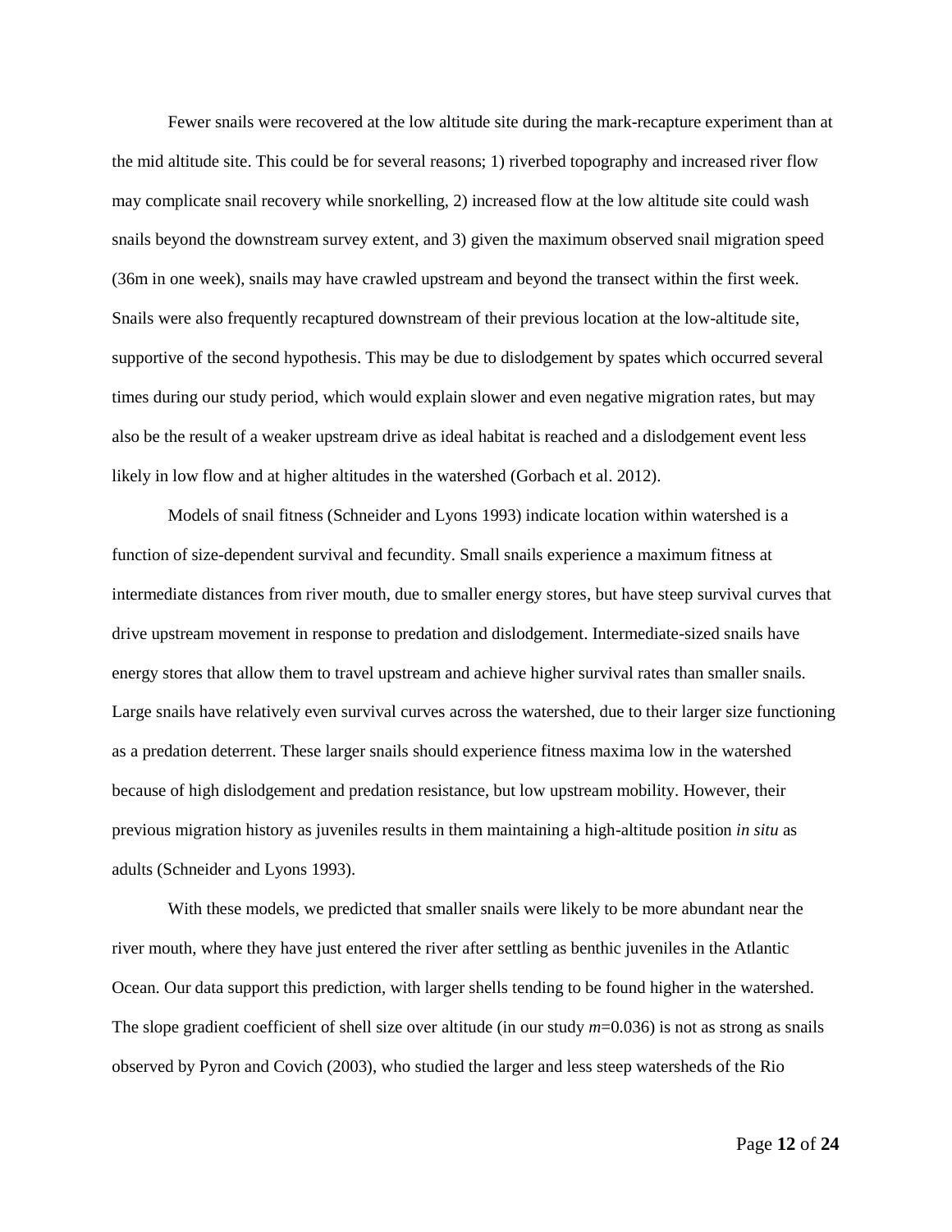Fewer snails were recovered at the low altitude site during the mark-recapture experiment than at the mid altitude site. This could be for several reasons; 1) riverbed topography and increased river flow may complicate snail recovery while snorkelling, 2) increased flow at the low altitude site could wash snails beyond the downstream survey extent, and 3) given the maximum observed snail migration speed (36m in one week), snails may have crawled upstream and beyond the transect within the first week. Snails were also frequently recaptured downstream of their previous location at the low-altitude site, supportive of the second hypothesis. This may be due to dislodgement by spates which occurred several times during our study period, which would explain slower and even negative migration rates, but may also be the result of a weaker upstream drive as ideal habitat is reached and a dislodgement event less likely in low flow and at higher altitudes in the watershed (Gorbach et al. 2012).

Models of snail fitness (Schneider and Lyons 1993) indicate location within watershed is a function of size-dependent survival and fecundity. Small snails experience a maximum fitness at intermediate distances from river mouth, due to smaller energy stores, but have steep survival curves that drive upstream movement in response to predation and dislodgement. Intermediate-sized snails have energy stores that allow them to travel upstream and achieve higher survival rates than smaller snails. Large snails have relatively even survival curves across the watershed, due to their larger size functioning as a predation deterrent. These larger snails should experience fitness maxima low in the watershed because of high dislodgement and predation resistance, but low upstream mobility. However, their previous migration history as juveniles results in them maintaining a high-altitude position *in situ* as adults (Schneider and Lyons 1993).

With these models, we predicted that smaller snails were likely to be more abundant near the river mouth, where they have just entered the river after settling as benthic juveniles in the Atlantic Ocean. Our data support this prediction, with larger shells tending to be found higher in the watershed. The slope gradient coefficient of shell size over altitude (in our study $m$=0.036) is not as strong as snails observed by Pyron and Covich (2003), who studied the larger and less steep watersheds of the Rio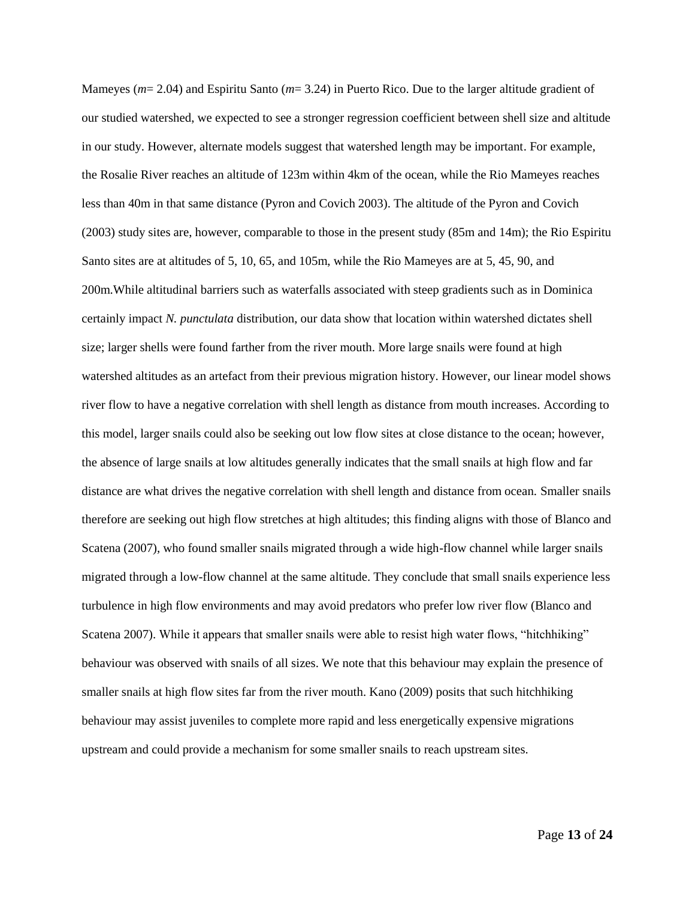Mameyes ($m$= 2.04) and Espiritu Santo ($m$= 3.24) in Puerto Rico. Due to the larger altitude gradient of our studied watershed, we expected to see a stronger regression coefficient between shell size and altitude in our study. However, alternate models suggest that watershed length may be important. For example, the Rosalie River reaches an altitude of 123m within 4km of the ocean, while the Rio Mameyes reaches less than 40m in that same distance (Pyron and Covich 2003). The altitude of the Pyron and Covich (2003) study sites are, however, comparable to those in the present study (85m and 14m); the Rio Espiritu Santo sites are at altitudes of 5, 10, 65, and 105m, while the Rio Mameyes are at 5, 45, 90, and 200m.While altitudinal barriers such as waterfalls associated with steep gradients such as in Dominica certainly impact *N. punctulata* distribution, our data show that location within watershed dictates shell size; larger shells were found farther from the river mouth. More large snails were found at high watershed altitudes as an artefact from their previous migration history. However, our linear model shows river flow to have a negative correlation with shell length as distance from mouth increases. According to this model, larger snails could also be seeking out low flow sites at close distance to the ocean; however, the absence of large snails at low altitudes generally indicates that the small snails at high flow and far distance are what drives the negative correlation with shell length and distance from ocean. Smaller snails therefore are seeking out high flow stretches at high altitudes; this finding aligns with those of Blanco and Scatena (2007), who found smaller snails migrated through a wide high-flow channel while larger snails migrated through a low-flow channel at the same altitude. They conclude that small snails experience less turbulence in high flow environments and may avoid predators who prefer low river flow (Blanco and Scatena 2007). While it appears that smaller snails were able to resist high water flows, "hitchhiking" behaviour was observed with snails of all sizes. We note that this behaviour may explain the presence of smaller snails at high flow sites far from the river mouth. Kano (2009) posits that such hitchhiking behaviour may assist juveniles to complete more rapid and less energetically expensive migrations upstream and could provide a mechanism for some smaller snails to reach upstream sites.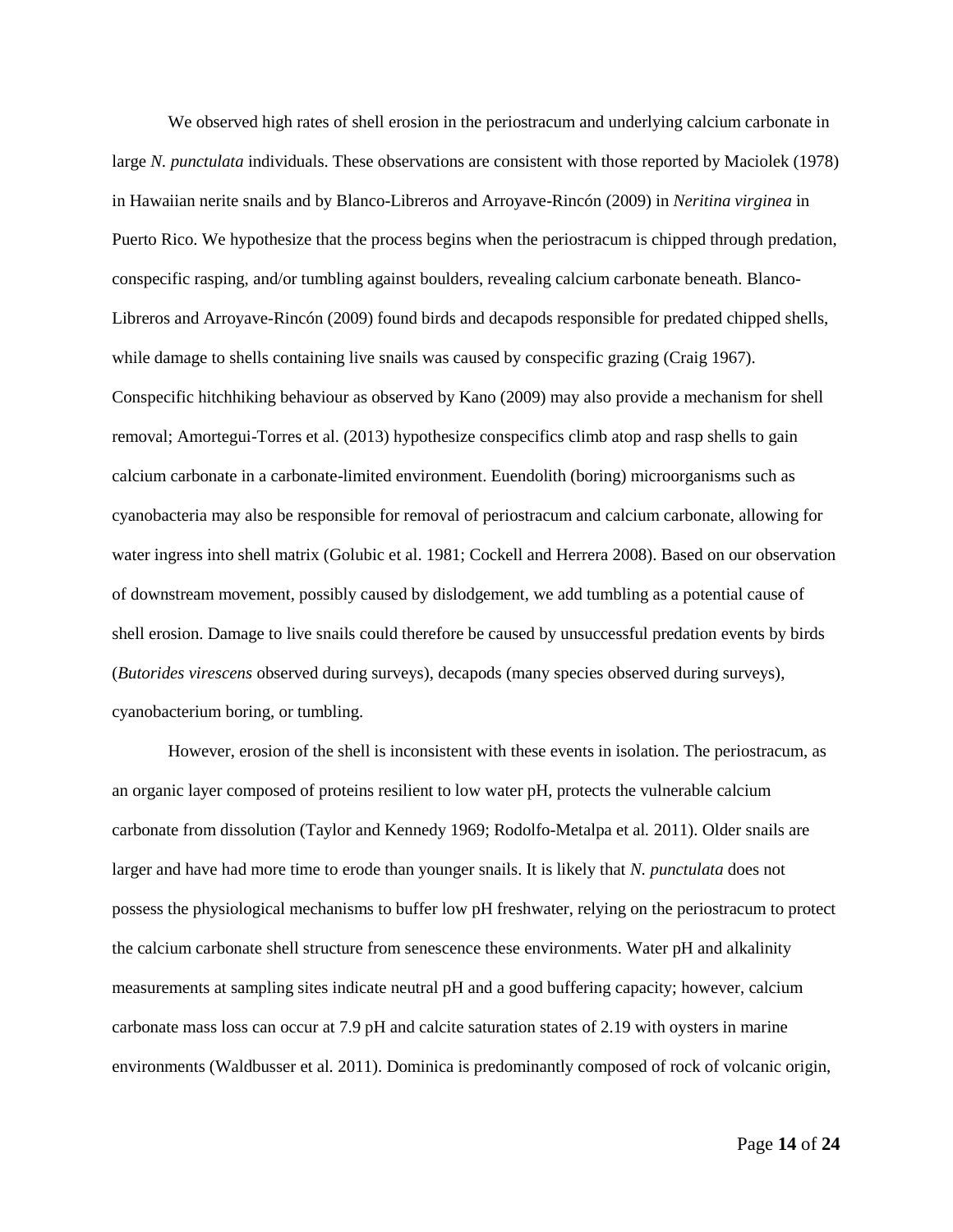We observed high rates of shell erosion in the periostracum and underlying calcium carbonate in large *N. punctulata* individuals. These observations are consistent with those reported by Maciolek (1978) in Hawaiian nerite snails and by Blanco-Libreros and Arroyave-Rincón (2009) in *Neritina virginea* in Puerto Rico. We hypothesize that the process begins when the periostracum is chipped through predation, conspecific rasping, and/or tumbling against boulders, revealing calcium carbonate beneath. Blanco-Libreros and Arroyave-Rincón (2009) found birds and decapods responsible for predated chipped shells, while damage to shells containing live snails was caused by conspecific grazing (Craig 1967). Conspecific hitchhiking behaviour as observed by Kano (2009) may also provide a mechanism for shell removal; Amortegui-Torres et al. (2013) hypothesize conspecifics climb atop and rasp shells to gain calcium carbonate in a carbonate-limited environment. Euendolith (boring) microorganisms such as cyanobacteria may also be responsible for removal of periostracum and calcium carbonate, allowing for water ingress into shell matrix (Golubic et al. 1981; Cockell and Herrera 2008). Based on our observation of downstream movement, possibly caused by dislodgement, we add tumbling as a potential cause of shell erosion. Damage to live snails could therefore be caused by unsuccessful predation events by birds (*Butorides virescens* observed during surveys), decapods (many species observed during surveys), cyanobacterium boring, or tumbling.

However, erosion of the shell is inconsistent with these events in isolation. The periostracum, as an organic layer composed of proteins resilient to low water pH, protects the vulnerable calcium carbonate from dissolution (Taylor and Kennedy 1969; Rodolfo-Metalpa et al. 2011). Older snails are larger and have had more time to erode than younger snails. It is likely that *N. punctulata* does not possess the physiological mechanisms to buffer low pH freshwater, relying on the periostracum to protect the calcium carbonate shell structure from senescence these environments. Water pH and alkalinity measurements at sampling sites indicate neutral pH and a good buffering capacity; however, calcium carbonate mass loss can occur at 7.9 pH and calcite saturation states of 2.19 with oysters in marine environments (Waldbusser et al. 2011). Dominica is predominantly composed of rock of volcanic origin,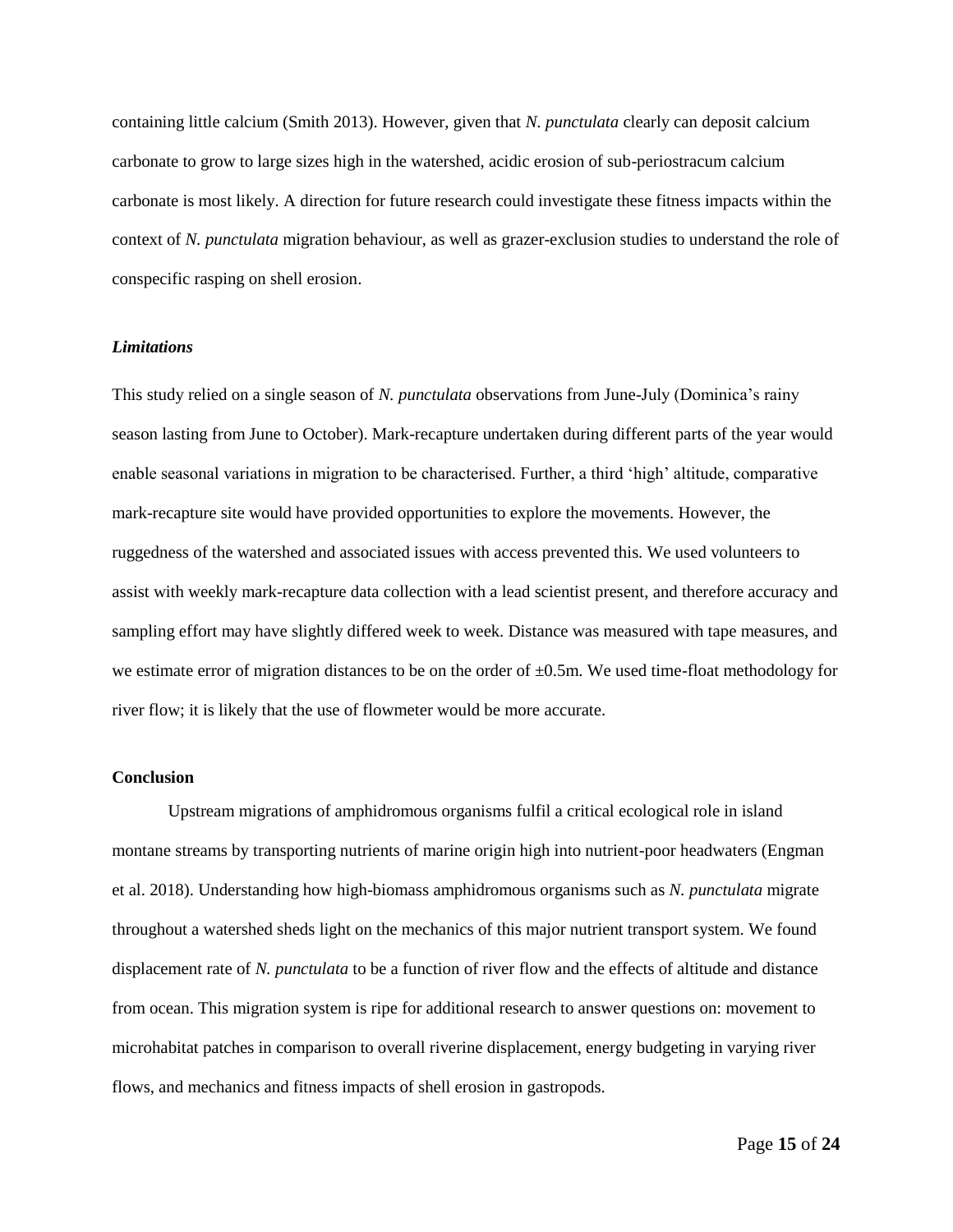containing little calcium (Smith 2013). However, given that *N. punctulata* clearly can deposit calcium carbonate to grow to large sizes high in the watershed, acidic erosion of sub-periostracum calcium carbonate is most likely. A direction for future research could investigate these fitness impacts within the context of *N. punctulata* migration behaviour, as well as grazer-exclusion studies to understand the role of conspecific rasping on shell erosion.

### *Limitations*

This study relied on a single season of *N. punctulata* observations from June-July (Dominica's rainy season lasting from June to October). Mark-recapture undertaken during different parts of the year would enable seasonal variations in migration to be characterised. Further, a third 'high' altitude, comparative mark-recapture site would have provided opportunities to explore the movements. However, the ruggedness of the watershed and associated issues with access prevented this. We used volunteers to assist with weekly mark-recapture data collection with a lead scientist present, and therefore accuracy and sampling effort may have slightly differed week to week. Distance was measured with tape measures, and we estimate error of migration distances to be on the order of $\pm 0.5$m. We used time-float methodology for river flow; it is likely that the use of flowmeter would be more accurate.

## Conclusion

Upstream migrations of amphidromous organisms fulfil a critical ecological role in island montane streams by transporting nutrients of marine origin high into nutrient-poor headwaters (Engman et al. 2018). Understanding how high-biomass amphidromous organisms such as *N. punctulata* migrate throughout a watershed sheds light on the mechanics of this major nutrient transport system. We found displacement rate of *N. punctulata* to be a function of river flow and the effects of altitude and distance from ocean. This migration system is ripe for additional research to answer questions on: movement to microhabitat patches in comparison to overall riverine displacement, energy budgeting in varying river flows, and mechanics and fitness impacts of shell erosion in gastropods.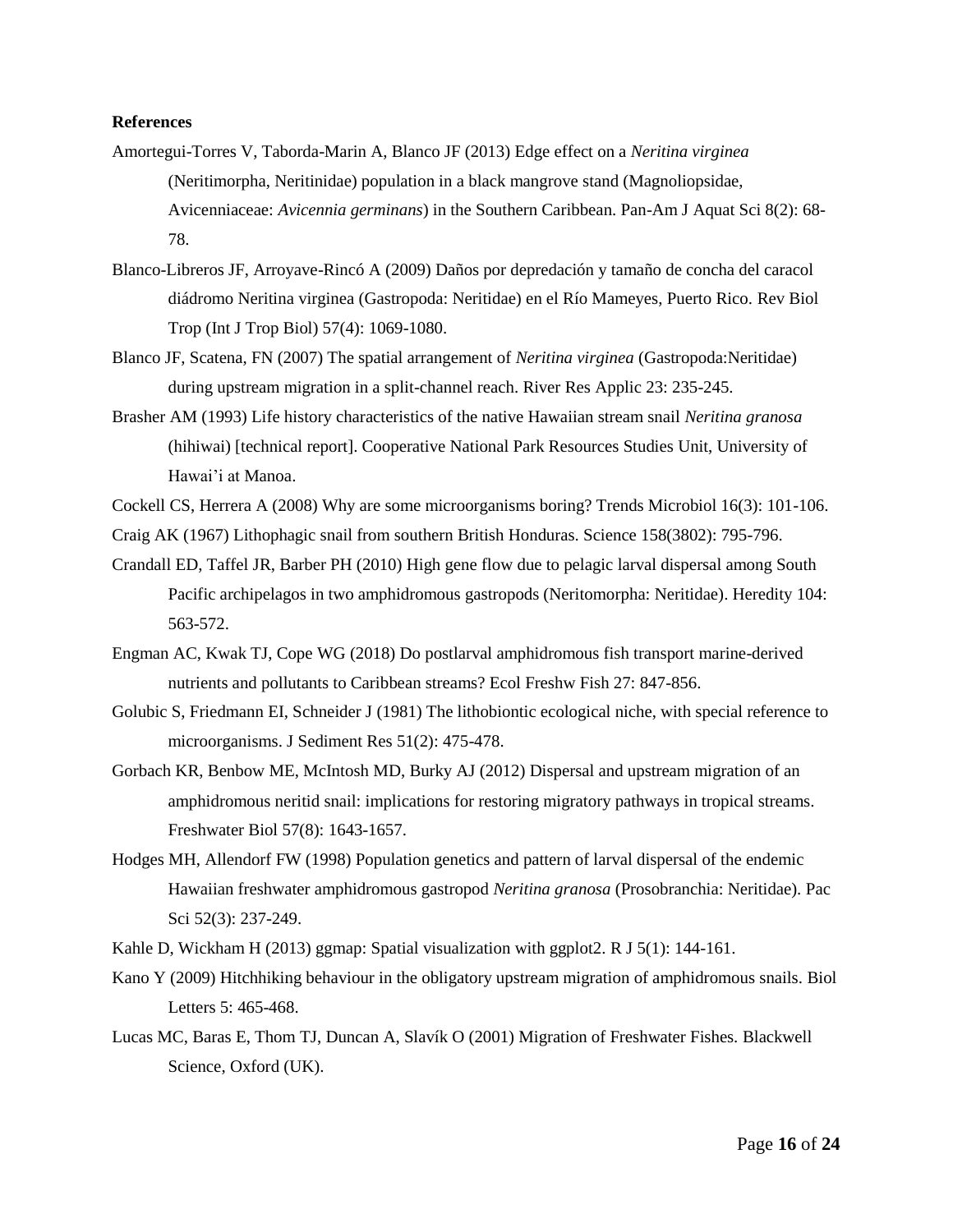**References**

Amortegui-Torres V, Taborda-Marin A, Blanco JF (2013) Edge effect on a *Neritina virginea* (Neritimorpha, Neritinidae) population in a black mangrove stand (Magnoliopsidae, Avicenniaceae: *Avicennia germinans*) in the Southern Caribbean. Pan-Am J Aquat Sci 8(2): 68-78.

Blanco-Libreros JF, Arroyave-Rincó A (2009) Daños por depredación y tamaño de concha del caracol diádromo Neritina virginea (Gastropoda: Neritidae) en el Río Mameyes, Puerto Rico. Rev Biol Trop (Int J Trop Biol) 57(4): 1069-1080.

Blanco JF, Scatena, FN (2007) The spatial arrangement of *Neritina virginea* (Gastropoda:Neritidae) during upstream migration in a split-channel reach. River Res Applic 23: 235-245.

Brasher AM (1993) Life history characteristics of the native Hawaiian stream snail *Neritina granosa* (hihiwai) [technical report]. Cooperative National Park Resources Studies Unit, University of Hawai'i at Manoa.

Cockell CS, Herrera A (2008) Why are some microorganisms boring? Trends Microbiol 16(3): 101-106.

Craig AK (1967) Lithophagic snail from southern British Honduras. Science 158(3802): 795-796.

Crandall ED, Taffel JR, Barber PH (2010) High gene flow due to pelagic larval dispersal among South Pacific archipelagos in two amphidromous gastropods (Neritomorpha: Neritidae). Heredity 104: 563-572.

Engman AC, Kwak TJ, Cope WG (2018) Do postlarval amphidromous fish transport marine-derived nutrients and pollutants to Caribbean streams? Ecol Freshw Fish 27: 847-856.

Golubic S, Friedmann EI, Schneider J (1981) The lithobiontic ecological niche, with special reference to microorganisms. J Sediment Res 51(2): 475-478.

Gorbach KR, Benbow ME, McIntosh MD, Burky AJ (2012) Dispersal and upstream migration of an amphidromous neritid snail: implications for restoring migratory pathways in tropical streams. Freshwater Biol 57(8): 1643-1657.

Hodges MH, Allendorf FW (1998) Population genetics and pattern of larval dispersal of the endemic Hawaiian freshwater amphidromous gastropod *Neritina granosa* (Prosobranchia: Neritidae). Pac Sci 52(3): 237-249.

Kahle D, Wickham H (2013) ggmap: Spatial visualization with ggplot2. R J 5(1): 144-161.

Kano Y (2009) Hitchhiking behaviour in the obligatory upstream migration of amphidromous snails. Biol Letters 5: 465-468.

Lucas MC, Baras E, Thom TJ, Duncan A, Slavík O (2001) Migration of Freshwater Fishes. Blackwell Science, Oxford (UK).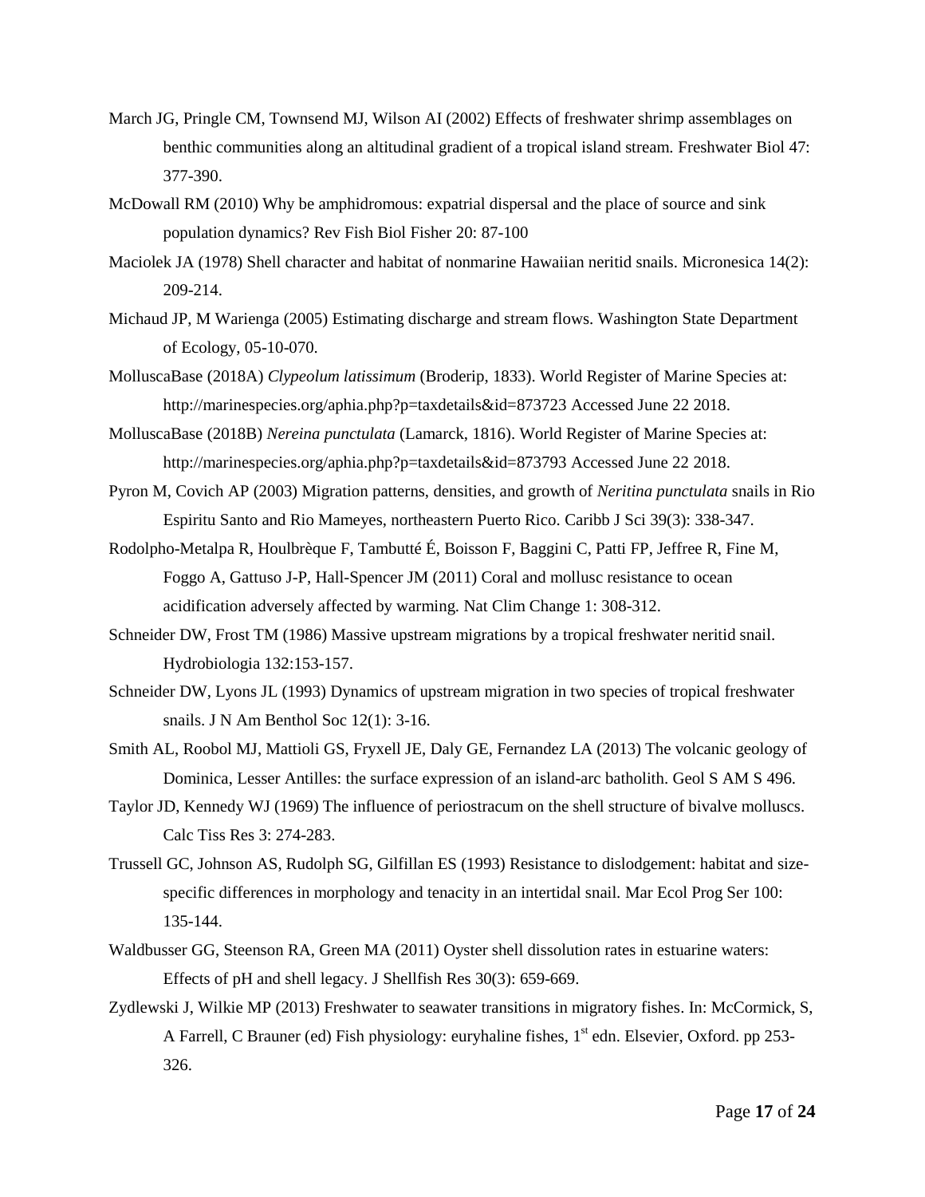March JG, Pringle CM, Townsend MJ, Wilson AI (2002) Effects of freshwater shrimp assemblages on benthic communities along an altitudinal gradient of a tropical island stream. Freshwater Biol 47: 377-390.

McDowall RM (2010) Why be amphidromous: expatrial dispersal and the place of source and sink population dynamics? Rev Fish Biol Fisher 20: 87-100

Maciolek JA (1978) Shell character and habitat of nonmarine Hawaiian neritid snails. Micronesica 14(2): 209-214.

Michaud JP, M Warienga (2005) Estimating discharge and stream flows. Washington State Department of Ecology, 05-10-070.

MolluscaBase (2018A) *Clypeolum latissimum* (Broderip, 1833). World Register of Marine Species at: http://marinespecies.org/aphia.php?p=taxdetails&id=873723 Accessed June 22 2018.

MolluscaBase (2018B) *Nereina punctulata* (Lamarck, 1816). World Register of Marine Species at: http://marinespecies.org/aphia.php?p=taxdetails&id=873793 Accessed June 22 2018.

Pyron M, Covich AP (2003) Migration patterns, densities, and growth of *Neritina punctulata* snails in Rio Espiritu Santo and Rio Mameyes, northeastern Puerto Rico. Caribb J Sci 39(3): 338-347.

Rodolpho-Metalpa R, Houlbrèque F, Tambutté É, Boisson F, Baggini C, Patti FP, Jeffree R, Fine M, Foggo A, Gattuso J-P, Hall-Spencer JM (2011) Coral and mollusc resistance to ocean acidification adversely affected by warming. Nat Clim Change 1: 308-312.

Schneider DW, Frost TM (1986) Massive upstream migrations by a tropical freshwater neritid snail. Hydrobiologia 132:153-157.

Schneider DW, Lyons JL (1993) Dynamics of upstream migration in two species of tropical freshwater snails. J N Am Benthol Soc 12(1): 3-16.

Smith AL, Roobol MJ, Mattioli GS, Fryxell JE, Daly GE, Fernandez LA (2013) The volcanic geology of Dominica, Lesser Antilles: the surface expression of an island-arc batholith. Geol S AM S 496.

Taylor JD, Kennedy WJ (1969) The influence of periostracum on the shell structure of bivalve molluscs. Calc Tiss Res 3: 274-283.

Trussell GC, Johnson AS, Rudolph SG, Gilfillan ES (1993) Resistance to dislodgement: habitat and size-specific differences in morphology and tenacity in an intertidal snail. Mar Ecol Prog Ser 100: 135-144.

Waldbusser GG, Steenson RA, Green MA (2011) Oyster shell dissolution rates in estuarine waters: Effects of pH and shell legacy. J Shellfish Res 30(3): 659-669.

Zydlewski J, Wilkie MP (2013) Freshwater to seawater transitions in migratory fishes. In: McCormick, S, A Farrell, C Brauner (ed) Fish physiology: euryhaline fishes, 1st edn. Elsevier, Oxford. pp 253-326.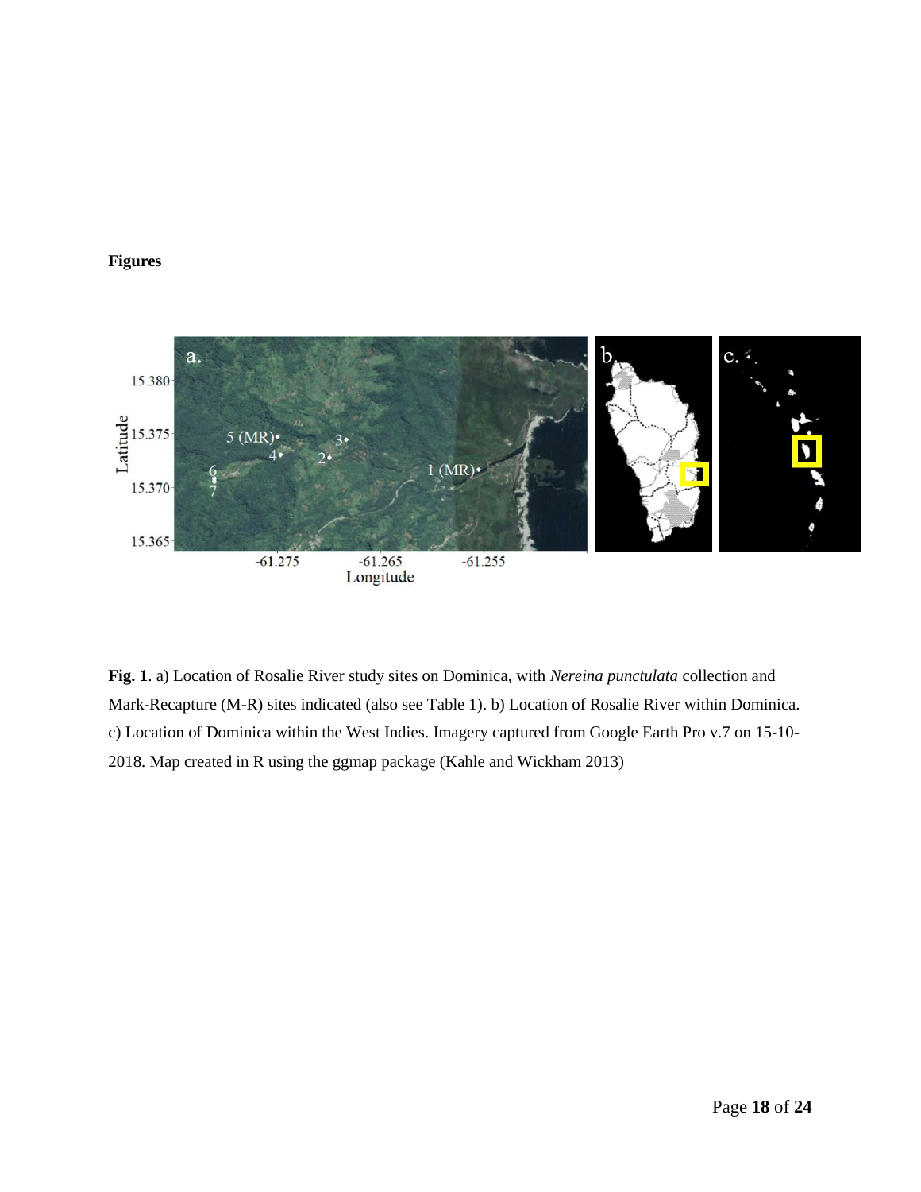**Figures**

**Fig. 1**. a) Location of Rosalie River study sites on Dominica, with *Nereina punctulata* collection and Mark-Recapture (M-R) sites indicated (also see Table 1). b) Location of Rosalie River within Dominica. c) Location of Dominica within the West Indies. Imagery captured from Google Earth Pro v.7 on 15-10-2018. Map created in R using the ggmap package (Kahle and Wickham 2013)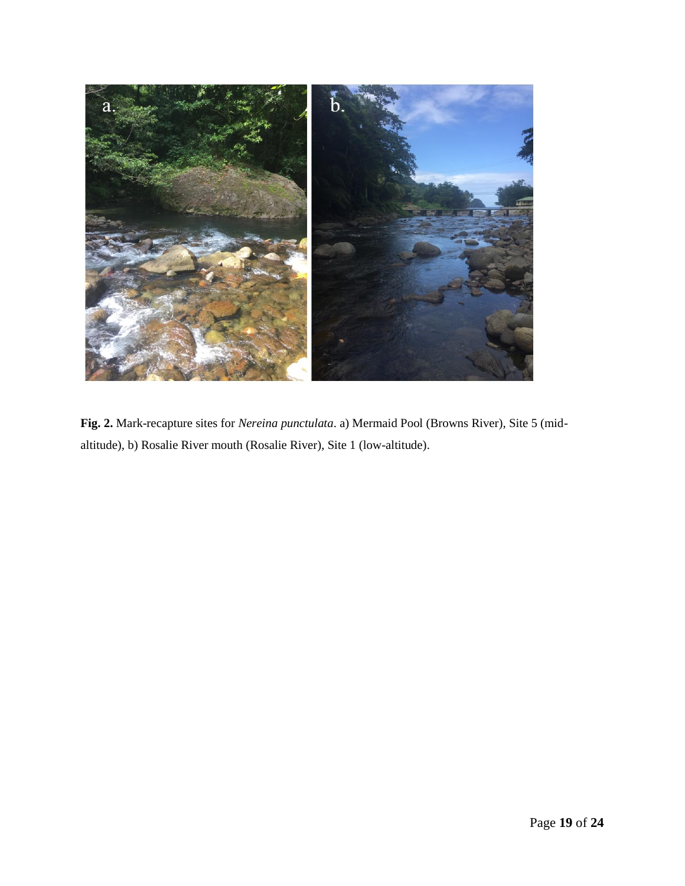**Fig. 2.** Mark-recapture sites for *Nereina punctulata*. a) Mermaid Pool (Browns River), Site 5 (mid-altitude), b) Rosalie River mouth (Rosalie River), Site 1 (low-altitude).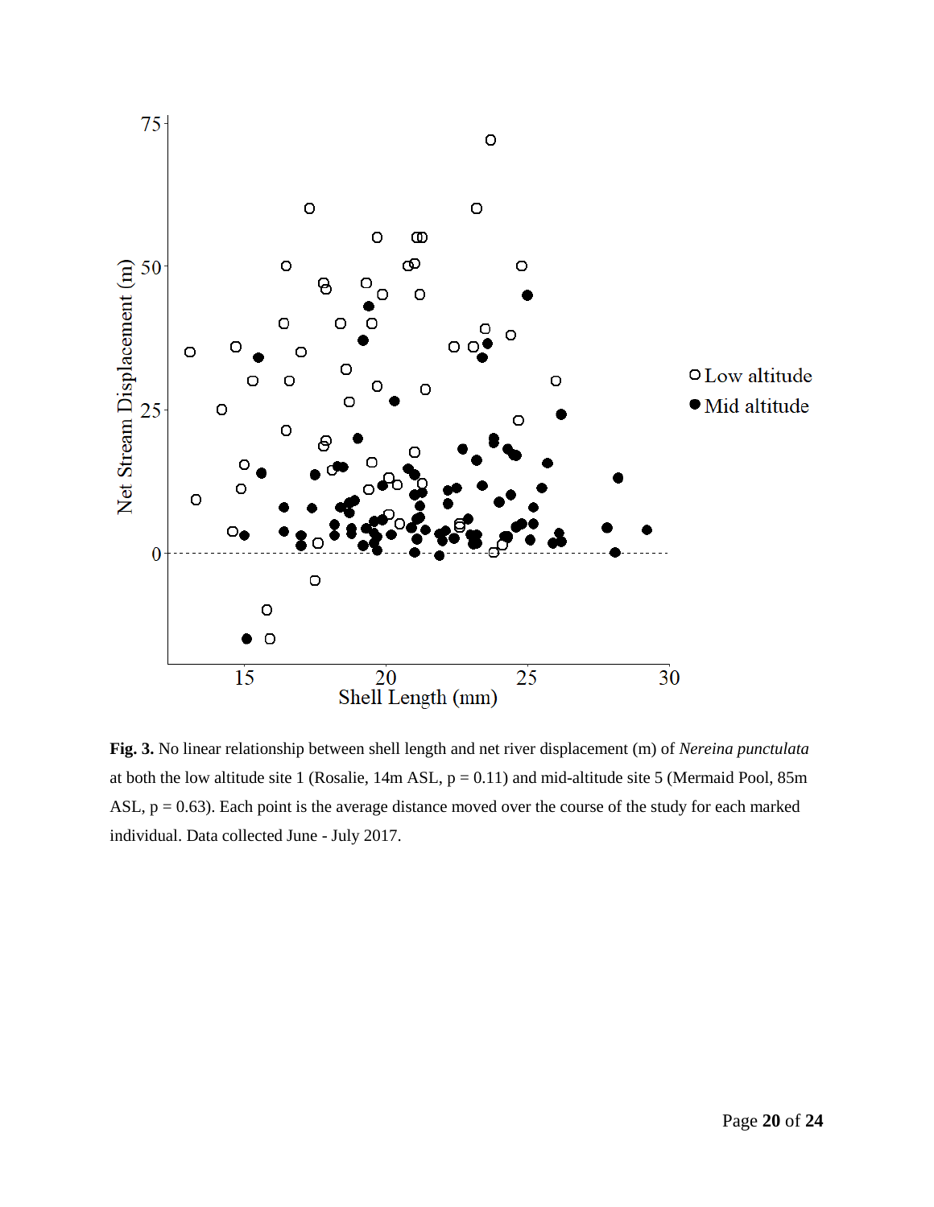**Fig. 3.** No linear relationship between shell length and net river displacement (m) of *Nereina punctulata* at both the low altitude site 1 (Rosalie, 14m ASL, p = 0.11) and mid-altitude site 5 (Mermaid Pool, 85m ASL, p = 0.63). Each point is the average distance moved over the course of the study for each marked individual. Data collected June - July 2017.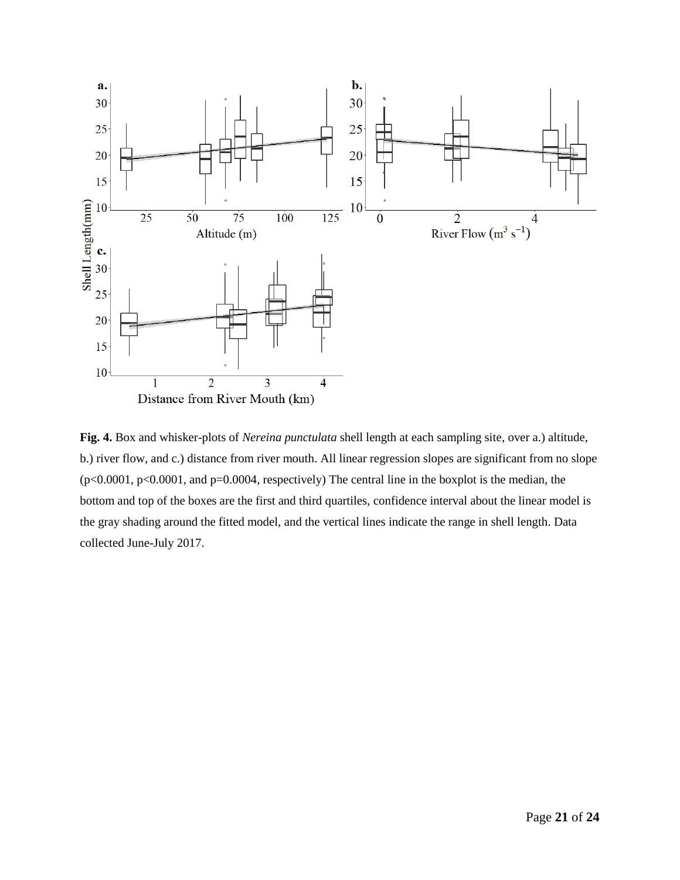**Fig. 4.** Box and whisker-plots of *Nereina punctulata* shell length at each sampling site, over a.) altitude, b.) river flow, and c.) distance from river mouth. All linear regression slopes are significant from no slope ($p<0.0001$, $p<0.0001$, and $p=0.0004$, respectively) The central line in the boxplot is the median, the bottom and top of the boxes are the first and third quartiles, confidence interval about the linear model is the gray shading around the fitted model, and the vertical lines indicate the range in shell length. Data collected June-July 2017.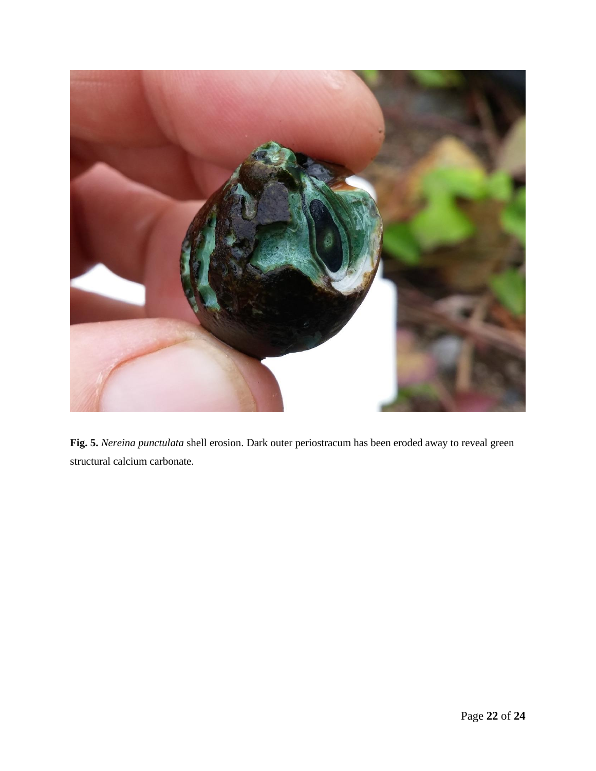**Fig. 5.** *Nereina punctulata* shell erosion. Dark outer periostracum has been eroded away to reveal green structural calcium carbonate.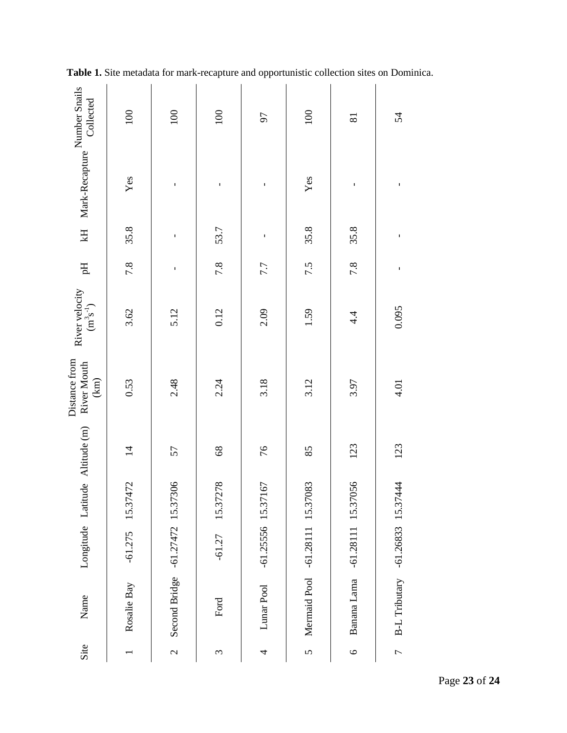**Table 1.** Site metadata for mark-recapture and opportunistic collection sites on Dominica.

| Site | Name | Longitude | Latitude | Altitude (m) | Distance from River Mouth (km) | River velocity ($m^3s^{-1}$) | pH | kH | Mark-Recapture | Number Snails Collected |
|---|---|---|---|---|---|---|---|---|---|---|
| 1 | Rosalie Bay | -61.275 | 15.37472 | 14 | 0.53 | 3.62 | 7.8 | 35.8 | Yes | 100 |
| 2 | Second Bridge | -61.27472 | 15.37306 | 57 | 2.48 | 5.12 | - | - | - | 100 |
| 3 | Ford | -61.27 | 15.37278 | 68 | 2.24 | 0.12 | 7.8 | 53.7 | - | 100 |
| 4 | Lunar Pool | -61.25556 | 15.37167 | 76 | 3.18 | 2.09 | 7.7 | - | - | 97 |
| 5 | Mermaid Pool | -61.28111 | 15.37083 | 85 | 3.12 | 1.59 | 7.5 | 35.8 | Yes | 100 |
| 6 | Banana Lama | -61.28111 | 15.37056 | 123 | 3.97 | 4.4 | 7.8 | 35.8 | - | 81 |
| 7 | B-L Tributary | -61.26833 | 15.37444 | 123 | 4.01 | 0.095 | - | - | - | 54 |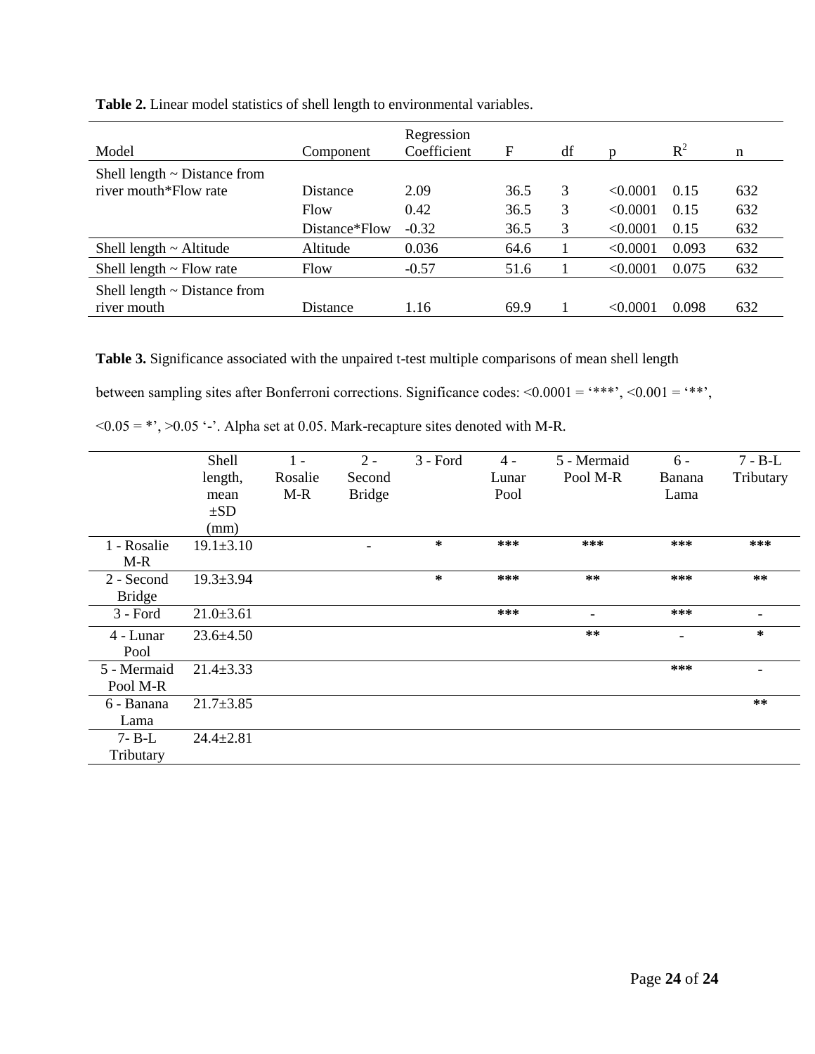**Table 2.** Linear model statistics of shell length to environmental variables.

| Model | Component | Regression Coefficient | F | df | p | $R^2$ | n |
|---|---|---|---|---|---|---|---|
| Shell length ~ Distance from river mouth*Flow rate | Distance | 2.09 | 36.5 | 3 | <0.0001 | 0.15 | 632 |
| | Flow | 0.42 | 36.5 | 3 | <0.0001 | 0.15 | 632 |
| | Distance*Flow | -0.32 | 36.5 | 3 | <0.0001 | 0.15 | 632 |
| Shell length ~ Altitude | Altitude | 0.036 | 64.6 | 1 | <0.0001 | 0.093 | 632 |
| Shell length ~ Flow rate | Flow | -0.57 | 51.6 | 1 | <0.0001 | 0.075 | 632 |
| Shell length ~ Distance from river mouth | Distance | 1.16 | 69.9 | 1 | <0.0001 | 0.098 | 632 |

**Table 3.** Significance associated with the unpaired t-test multiple comparisons of mean shell length between sampling sites after Bonferroni corrections. Significance codes: <0.0001 = '***', <0.001 = '**', <0.05 = *', >0.05 '-'. Alpha set at 0.05. Mark-recapture sites denoted with M-R.

| | Shell length, mean ±SD (mm) | 1 - Rosalie M-R | 2 - Second Bridge | 3 - Ford | 4 - Lunar Pool | 5 - Mermaid Pool M-R | 6 - Banana Lama | 7 - B-L Tributary |
|---|---|---|---|---|---|---|---|---|
| 1 - Rosalie M-R | 19.1±3.10 | | - | * | *** | *** | *** | *** |
| 2 - Second Bridge | 19.3±3.94 | | | * | *** | ** | *** | ** |
| 3 - Ford | 21.0±3.61 | | | | *** | - | *** | - |
| 4 - Lunar Pool | 23.6±4.50 | | | | | ** | - | * |
| 5 - Mermaid Pool M-R | 21.4±3.33 | | | | | | *** | - |
| 6 - Banana Lama | 21.7±3.85 | | | | | | | ** |
| 7- B-L Tributary | 24.4±2.81 | | | | | | | |